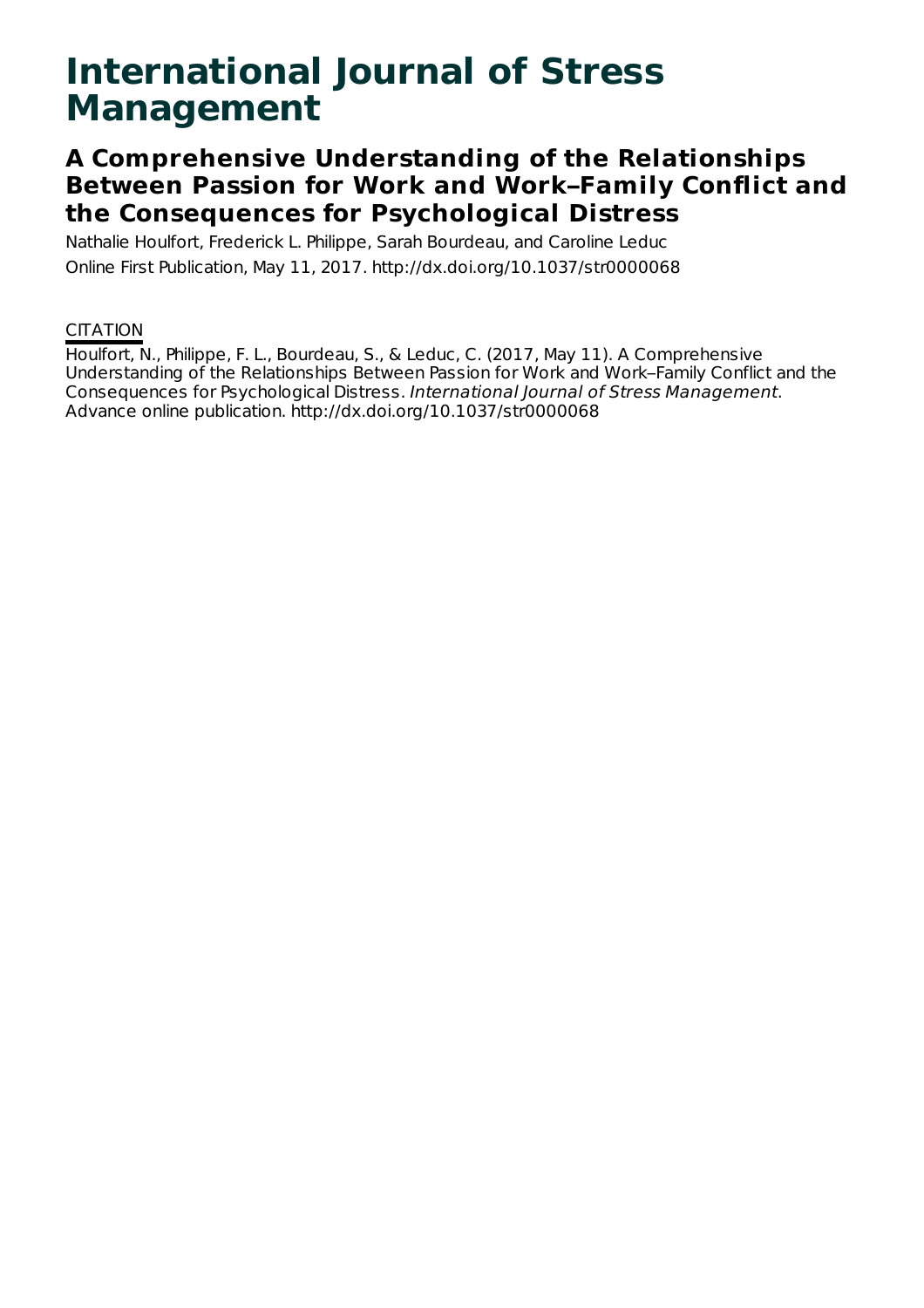# International Journal of Stress Management

## A Comprehensive Understanding of the Relationships Between Passion for Work and Work–Family Conflict and the Consequences for Psychological Distress

Nathalie Houlfort, Frederick L. Philippe, Sarah Bourdeau, and Caroline Leduc

Online First Publication, May 11, 2017. http://dx.doi.org/10.1037/str0000068

CITATION

Houlfort, N., Philippe, F. L., Bourdeau, S., & Leduc, C. (2017, May 11). A Comprehensive Understanding of the Relationships Between Passion for Work and Work–Family Conflict and the Consequences for Psychological Distress. *International Journal of Stress Management*. Advance online publication. http://dx.doi.org/10.1037/str0000068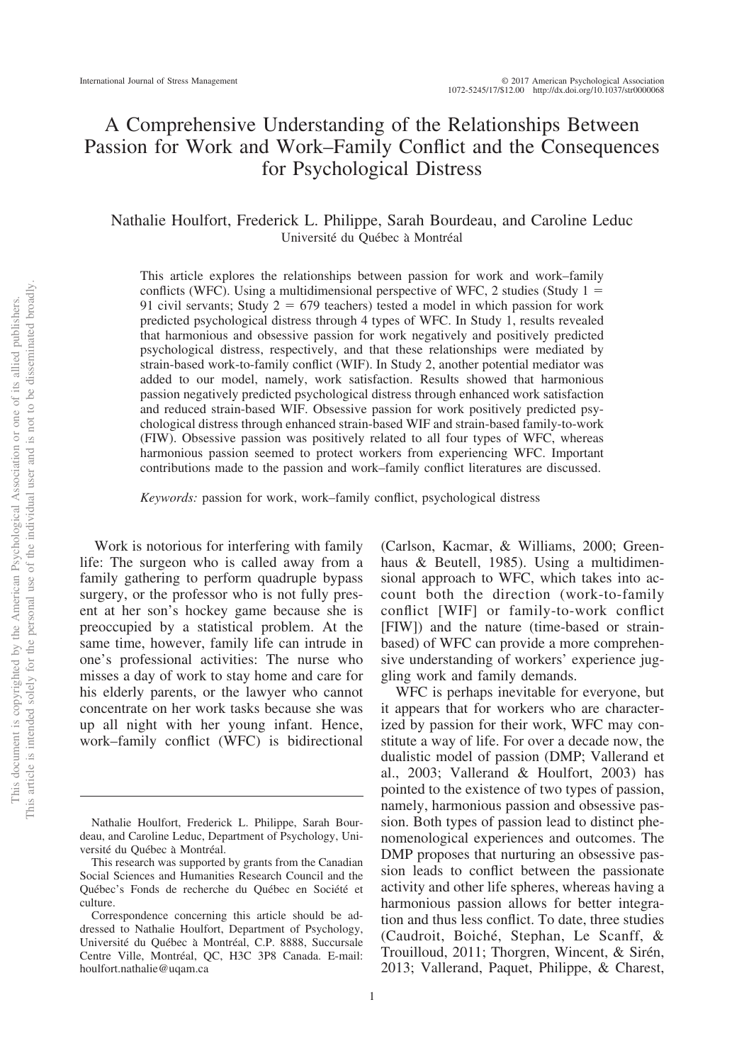# A Comprehensive Understanding of the Relationships Between Passion for Work and Work–Family Conflict and the Consequences for Psychological Distress

Nathalie Houlfort, Frederick L. Philippe, Sarah Bourdeau, and Caroline Leduc
Université du Québec à Montréal

This article explores the relationships between passion for work and work–family conflicts (WFC). Using a multidimensional perspective of WFC, 2 studies (Study 1 = 91 civil servants; Study 2 = 679 teachers) tested a model in which passion for work predicted psychological distress through 4 types of WFC. In Study 1, results revealed that harmonious and obsessive passion for work negatively and positively predicted psychological distress, respectively, and that these relationships were mediated by strain-based work-to-family conflict (WIF). In Study 2, another potential mediator was added to our model, namely, work satisfaction. Results showed that harmonious passion negatively predicted psychological distress through enhanced work satisfaction and reduced strain-based WIF. Obsessive passion for work positively predicted psychological distress through enhanced strain-based WIF and strain-based family-to-work (FIW). Obsessive passion was positively related to all four types of WFC, whereas harmonious passion seemed to protect workers from experiencing WFC. Important contributions made to the passion and work–family conflict literatures are discussed.

*Keywords:* passion for work, work–family conflict, psychological distress

Work is notorious for interfering with family life: The surgeon who is called away from a family gathering to perform quadruple bypass surgery, or the professor who is not fully present at her son's hockey game because she is preoccupied by a statistical problem. At the same time, however, family life can intrude in one's professional activities: The nurse who misses a day of work to stay home and care for his elderly parents, or the lawyer who cannot concentrate on her work tasks because she was up all night with her young infant. Hence, work–family conflict (WFC) is bidirectional (Carlson, Kacmar, & Williams, 2000; Greenhaus & Beutell, 1985). Using a multidimensional approach to WFC, which takes into account both the direction (work-to-family conflict [WIF] or family-to-work conflict [FIW]) and the nature (time-based or strain-based) of WFC can provide a more comprehensive understanding of workers' experience juggling work and family demands.

WFC is perhaps inevitable for everyone, but it appears that for workers who are characterized by passion for their work, WFC may constitute a way of life. For over a decade now, the dualistic model of passion (DMP; Vallerand et al., 2003; Vallerand & Houlfort, 2003) has pointed to the existence of two types of passion, namely, harmonious passion and obsessive passion. Both types of passion lead to distinct phenomenological experiences and outcomes. The DMP proposes that nurturing an obsessive passion leads to conflict between the passionate activity and other life spheres, whereas having a harmonious passion allows for better integration and thus less conflict. To date, three studies (Caudroit, Boiché, Stephan, Le Scanff, & Trouilloud, 2011; Thorgren, Wincent, & Sirén, 2013; Vallerand, Paquet, Philippe, & Charest,

Nathalie Houlfort, Frederick L. Philippe, Sarah Bourdeau, and Caroline Leduc, Department of Psychology, Université du Québec à Montréal.

This research was supported by grants from the Canadian Social Sciences and Humanities Research Council and the Québec's Fonds de recherche du Québec en Société et culture.

Correspondence concerning this article should be addressed to Nathalie Houlfort, Department of Psychology, Université du Québec à Montréal, C.P. 8888, Succursale Centre Ville, Montréal, QC, H3C 3P8 Canada. E-mail: houlfort.nathalie@uqam.ca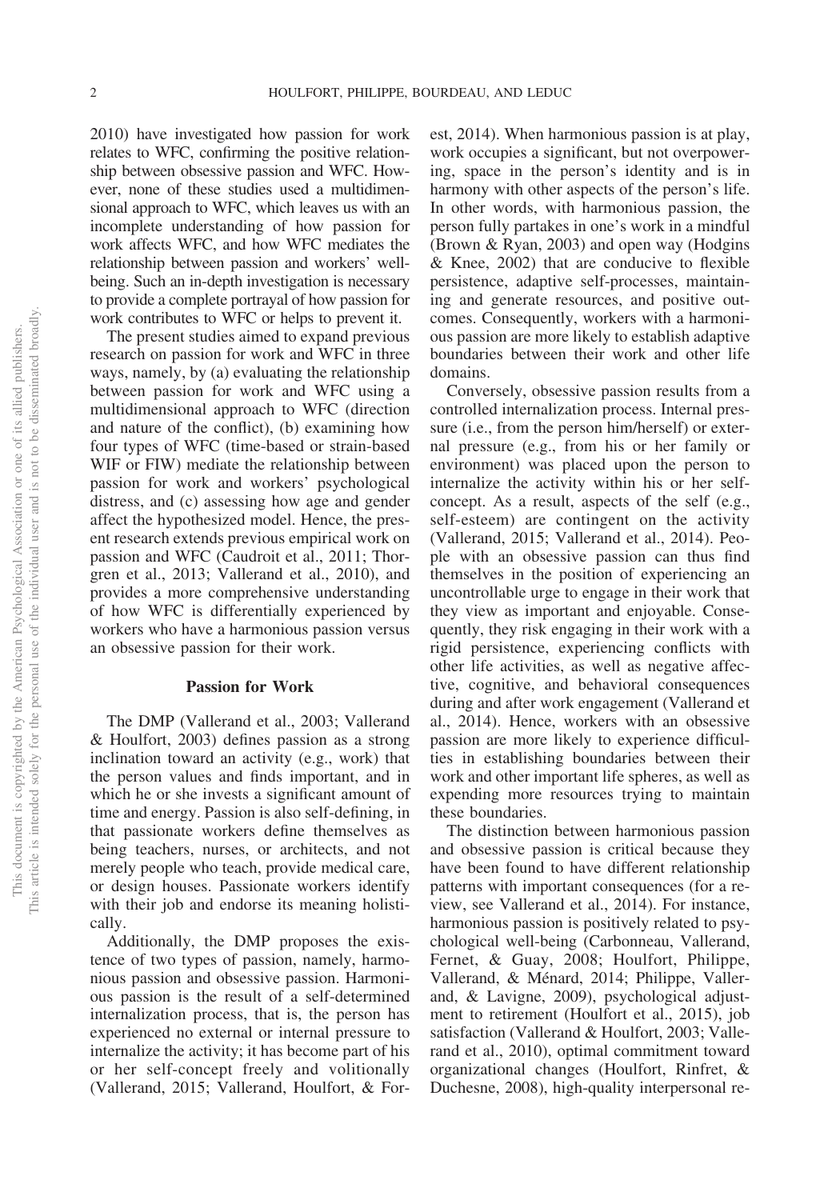2010) have investigated how passion for work relates to WFC, confirming the positive relationship between obsessive passion and WFC. However, none of these studies used a multidimensional approach to WFC, which leaves us with an incomplete understanding of how passion for work affects WFC, and how WFC mediates the relationship between passion and workers' well-being. Such an in-depth investigation is necessary to provide a complete portrayal of how passion for work contributes to WFC or helps to prevent it.

The present studies aimed to expand previous research on passion for work and WFC in three ways, namely, by (a) evaluating the relationship between passion for work and WFC using a multidimensional approach to WFC (direction and nature of the conflict), (b) examining how four types of WFC (time-based or strain-based WIF or FIW) mediate the relationship between passion for work and workers' psychological distress, and (c) assessing how age and gender affect the hypothesized model. Hence, the present research extends previous empirical work on passion and WFC (Caudroit et al., 2011; Thorgren et al., 2013; Vallerand et al., 2010), and provides a more comprehensive understanding of how WFC is differentially experienced by workers who have a harmonious passion versus an obsessive passion for their work.

## Passion for Work

The DMP (Vallerand et al., 2003; Vallerand & Houlfort, 2003) defines passion as a strong inclination toward an activity (e.g., work) that the person values and finds important, and in which he or she invests a significant amount of time and energy. Passion is also self-defining, in that passionate workers define themselves as being teachers, nurses, or architects, and not merely people who teach, provide medical care, or design houses. Passionate workers identify with their job and endorse its meaning holistically.

Additionally, the DMP proposes the existence of two types of passion, namely, harmonious passion and obsessive passion. Harmonious passion is the result of a self-determined internalization process, that is, the person has experienced no external or internal pressure to internalize the activity; it has become part of his or her self-concept freely and volitionally (Vallerand, 2015; Vallerand, Houlfort, & Forest, 2014). When harmonious passion is at play, work occupies a significant, but not overpowering, space in the person's identity and is in harmony with other aspects of the person's life. In other words, with harmonious passion, the person fully partakes in one's work in a mindful (Brown & Ryan, 2003) and open way (Hodgins & Knee, 2002) that are conducive to flexible persistence, adaptive self-processes, maintaining and generate resources, and positive outcomes. Consequently, workers with a harmonious passion are more likely to establish adaptive boundaries between their work and other life domains.

Conversely, obsessive passion results from a controlled internalization process. Internal pressure (i.e., from the person him/herself) or external pressure (e.g., from his or her family or environment) was placed upon the person to internalize the activity within his or her self-concept. As a result, aspects of the self (e.g., self-esteem) are contingent on the activity (Vallerand, 2015; Vallerand et al., 2014). People with an obsessive passion can thus find themselves in the position of experiencing an uncontrollable urge to engage in their work that they view as important and enjoyable. Consequently, they risk engaging in their work with a rigid persistence, experiencing conflicts with other life activities, as well as negative affective, cognitive, and behavioral consequences during and after work engagement (Vallerand et al., 2014). Hence, workers with an obsessive passion are more likely to experience difficulties in establishing boundaries between their work and other important life spheres, as well as expending more resources trying to maintain these boundaries.

The distinction between harmonious passion and obsessive passion is critical because they have been found to have different relationship patterns with important consequences (for a review, see Vallerand et al., 2014). For instance, harmonious passion is positively related to psychological well-being (Carbonneau, Vallerand, Fernet, & Guay, 2008; Houlfort, Philippe, Vallerand, & Ménard, 2014; Philippe, Vallerand, & Lavigne, 2009), psychological adjustment to retirement (Houlfort et al., 2015), job satisfaction (Vallerand & Houlfort, 2003; Vallerand et al., 2010), optimal commitment toward organizational changes (Houlfort, Rinfret, & Duchesne, 2008), high-quality interpersonal re-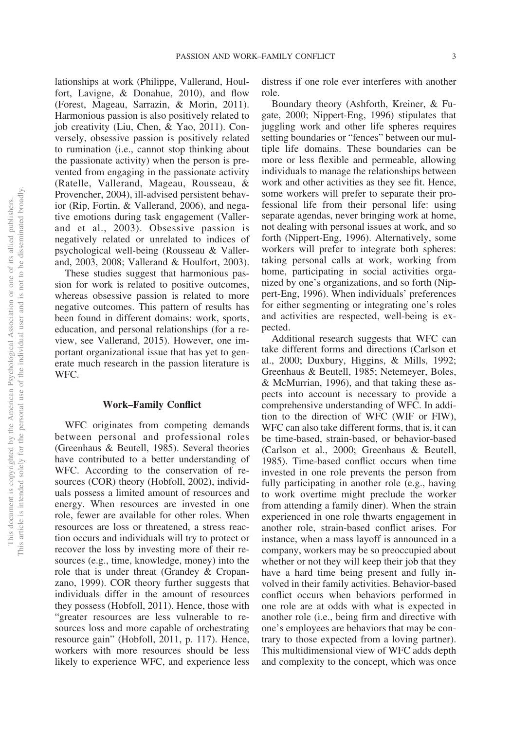lationships at work (Philippe, Vallerand, Houlfort, Lavigne, & Donahue, 2010), and flow (Forest, Mageau, Sarrazin, & Morin, 2011). Harmonious passion is also positively related to job creativity (Liu, Chen, & Yao, 2011). Conversely, obsessive passion is positively related to rumination (i.e., cannot stop thinking about the passionate activity) when the person is prevented from engaging in the passionate activity (Ratelle, Vallerand, Mageau, Rousseau, & Provencher, 2004), ill-advised persistent behavior (Rip, Fortin, & Vallerand, 2006), and negative emotions during task engagement (Vallerand et al., 2003). Obsessive passion is negatively related or unrelated to indices of psychological well-being (Rousseau & Vallerand, 2003, 2008; Vallerand & Houlfort, 2003).

These studies suggest that harmonious passion for work is related to positive outcomes, whereas obsessive passion is related to more negative outcomes. This pattern of results has been found in different domains: work, sports, education, and personal relationships (for a review, see Vallerand, 2015). However, one important organizational issue that has yet to generate much research in the passion literature is WFC.

### Work–Family Conflict

WFC originates from competing demands between personal and professional roles (Greenhaus & Beutell, 1985). Several theories have contributed to a better understanding of WFC. According to the conservation of resources (COR) theory (Hobfoll, 2002), individuals possess a limited amount of resources and energy. When resources are invested in one role, fewer are available for other roles. When resources are loss or threatened, a stress reaction occurs and individuals will try to protect or recover the loss by investing more of their resources (e.g., time, knowledge, money) into the role that is under threat (Grandey & Cropanzano, 1999). COR theory further suggests that individuals differ in the amount of resources they possess (Hobfoll, 2011). Hence, those with "greater resources are less vulnerable to resources loss and more capable of orchestrating resource gain" (Hobfoll, 2011, p. 117). Hence, workers with more resources should be less likely to experience WFC, and experience less distress if one role ever interferes with another role.

Boundary theory (Ashforth, Kreiner, & Fugate, 2000; Nippert-Eng, 1996) stipulates that juggling work and other life spheres requires setting boundaries or "fences" between our multiple life domains. These boundaries can be more or less flexible and permeable, allowing individuals to manage the relationships between work and other activities as they see fit. Hence, some workers will prefer to separate their professional life from their personal life: using separate agendas, never bringing work at home, not dealing with personal issues at work, and so forth (Nippert-Eng, 1996). Alternatively, some workers will prefer to integrate both spheres: taking personal calls at work, working from home, participating in social activities organized by one's organizations, and so forth (Nippert-Eng, 1996). When individuals' preferences for either segmenting or integrating one's roles and activities are respected, well-being is expected.

Additional research suggests that WFC can take different forms and directions (Carlson et al., 2000; Duxbury, Higgins, & Mills, 1992; Greenhaus & Beutell, 1985; Netemeyer, Boles, & McMurrian, 1996), and that taking these aspects into account is necessary to provide a comprehensive understanding of WFC. In addition to the direction of WFC (WIF or FIW), WFC can also take different forms, that is, it can be time-based, strain-based, or behavior-based (Carlson et al., 2000; Greenhaus & Beutell, 1985). Time-based conflict occurs when time invested in one role prevents the person from fully participating in another role (e.g., having to work overtime might preclude the worker from attending a family diner). When the strain experienced in one role thwarts engagement in another role, strain-based conflict arises. For instance, when a mass layoff is announced in a company, workers may be so preoccupied about whether or not they will keep their job that they have a hard time being present and fully involved in their family activities. Behavior-based conflict occurs when behaviors performed in one role are at odds with what is expected in another role (i.e., being firm and directive with one's employees are behaviors that may be contrary to those expected from a loving partner). This multidimensional view of WFC adds depth and complexity to the concept, which was once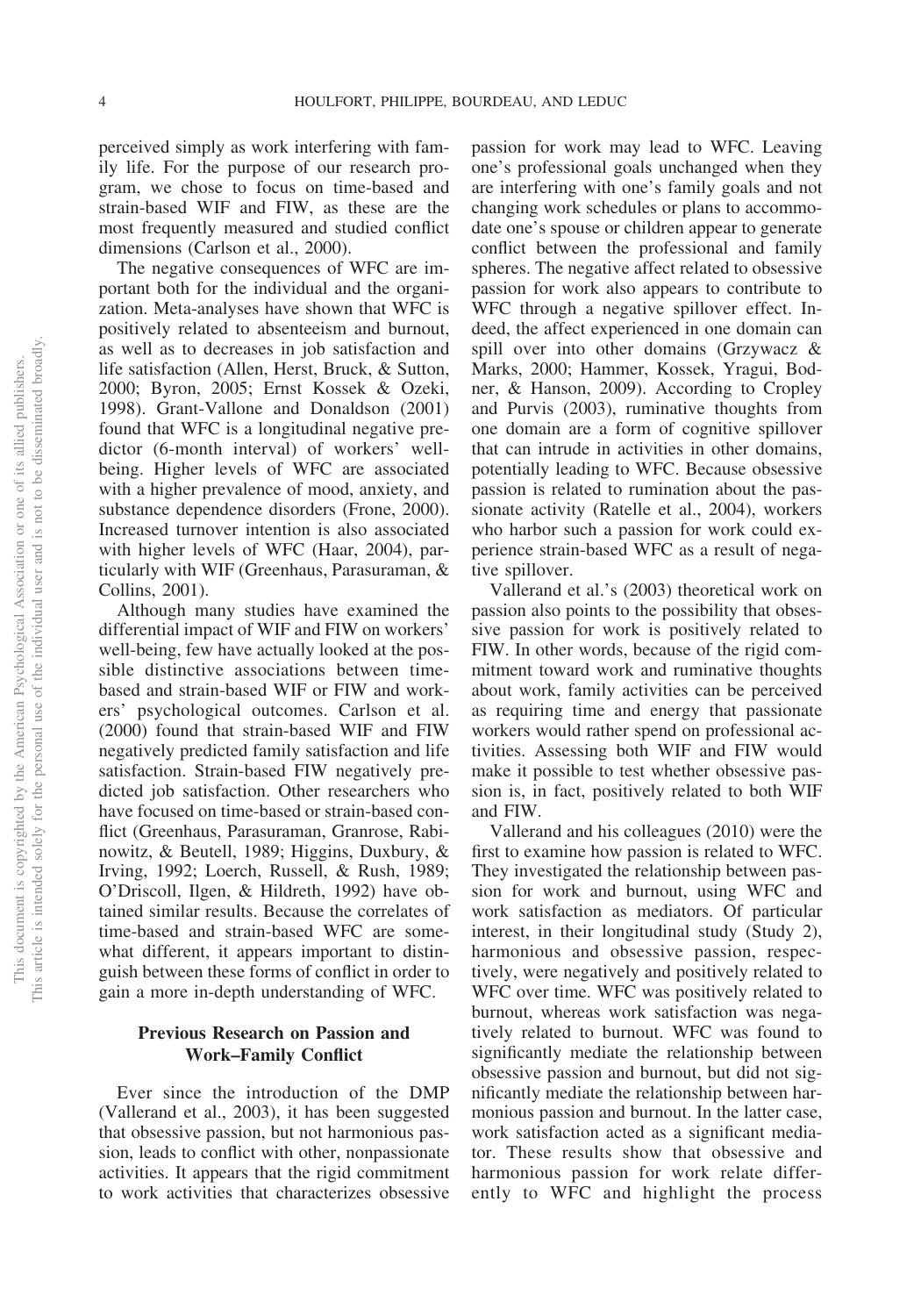perceived simply as work interfering with family life. For the purpose of our research program, we chose to focus on time-based and strain-based WIF and FIW, as these are the most frequently measured and studied conflict dimensions (Carlson et al., 2000).

The negative consequences of WFC are important both for the individual and the organization. Meta-analyses have shown that WFC is positively related to absenteeism and burnout, as well as to decreases in job satisfaction and life satisfaction (Allen, Herst, Bruck, & Sutton, 2000; Byron, 2005; Ernst Kossek & Ozeki, 1998). Grant-Vallone and Donaldson (2001) found that WFC is a longitudinal negative predictor (6-month interval) of workers' well-being. Higher levels of WFC are associated with a higher prevalence of mood, anxiety, and substance dependence disorders (Frone, 2000). Increased turnover intention is also associated with higher levels of WFC (Haar, 2004), particularly with WIF (Greenhaus, Parasuraman, & Collins, 2001).

Although many studies have examined the differential impact of WIF and FIW on workers' well-being, few have actually looked at the possible distinctive associations between time-based and strain-based WIF or FIW and workers' psychological outcomes. Carlson et al. (2000) found that strain-based WIF and FIW negatively predicted family satisfaction and life satisfaction. Strain-based FIW negatively predicted job satisfaction. Other researchers who have focused on time-based or strain-based conflict (Greenhaus, Parasuraman, Granrose, Rabinowitz, & Beutell, 1989; Higgins, Duxbury, & Irving, 1992; Loerch, Russell, & Rush, 1989; O'Driscoll, Ilgen, & Hildreth, 1992) have obtained similar results. Because the correlates of time-based and strain-based WFC are somewhat different, it appears important to distinguish between these forms of conflict in order to gain a more in-depth understanding of WFC.

## Previous Research on Passion and Work–Family Conflict

Ever since the introduction of the DMP (Vallerand et al., 2003), it has been suggested that obsessive passion, but not harmonious passion, leads to conflict with other, nonpassionate activities. It appears that the rigid commitment to work activities that characterizes obsessive passion for work may lead to WFC. Leaving one's professional goals unchanged when they are interfering with one's family goals and not changing work schedules or plans to accommodate one's spouse or children appear to generate conflict between the professional and family spheres. The negative affect related to obsessive passion for work also appears to contribute to WFC through a negative spillover effect. Indeed, the affect experienced in one domain can spill over into other domains (Grzywacz & Marks, 2000; Hammer, Kossek, Yragui, Bodner, & Hanson, 2009). According to Cropley and Purvis (2003), ruminative thoughts from one domain are a form of cognitive spillover that can intrude in activities in other domains, potentially leading to WFC. Because obsessive passion is related to rumination about the passionate activity (Ratelle et al., 2004), workers who harbor such a passion for work could experience strain-based WFC as a result of negative spillover.

Vallerand et al.'s (2003) theoretical work on passion also points to the possibility that obsessive passion for work is positively related to FIW. In other words, because of the rigid commitment toward work and ruminative thoughts about work, family activities can be perceived as requiring time and energy that passionate workers would rather spend on professional activities. Assessing both WIF and FIW would make it possible to test whether obsessive passion is, in fact, positively related to both WIF and FIW.

Vallerand and his colleagues (2010) were the first to examine how passion is related to WFC. They investigated the relationship between passion for work and burnout, using WFC and work satisfaction as mediators. Of particular interest, in their longitudinal study (Study 2), harmonious and obsessive passion, respectively, were negatively and positively related to WFC over time. WFC was positively related to burnout, whereas work satisfaction was negatively related to burnout. WFC was found to significantly mediate the relationship between obsessive passion and burnout, but did not significantly mediate the relationship between harmonious passion and burnout. In the latter case, work satisfaction acted as a significant mediator. These results show that obsessive and harmonious passion for work relate differently to WFC and highlight the process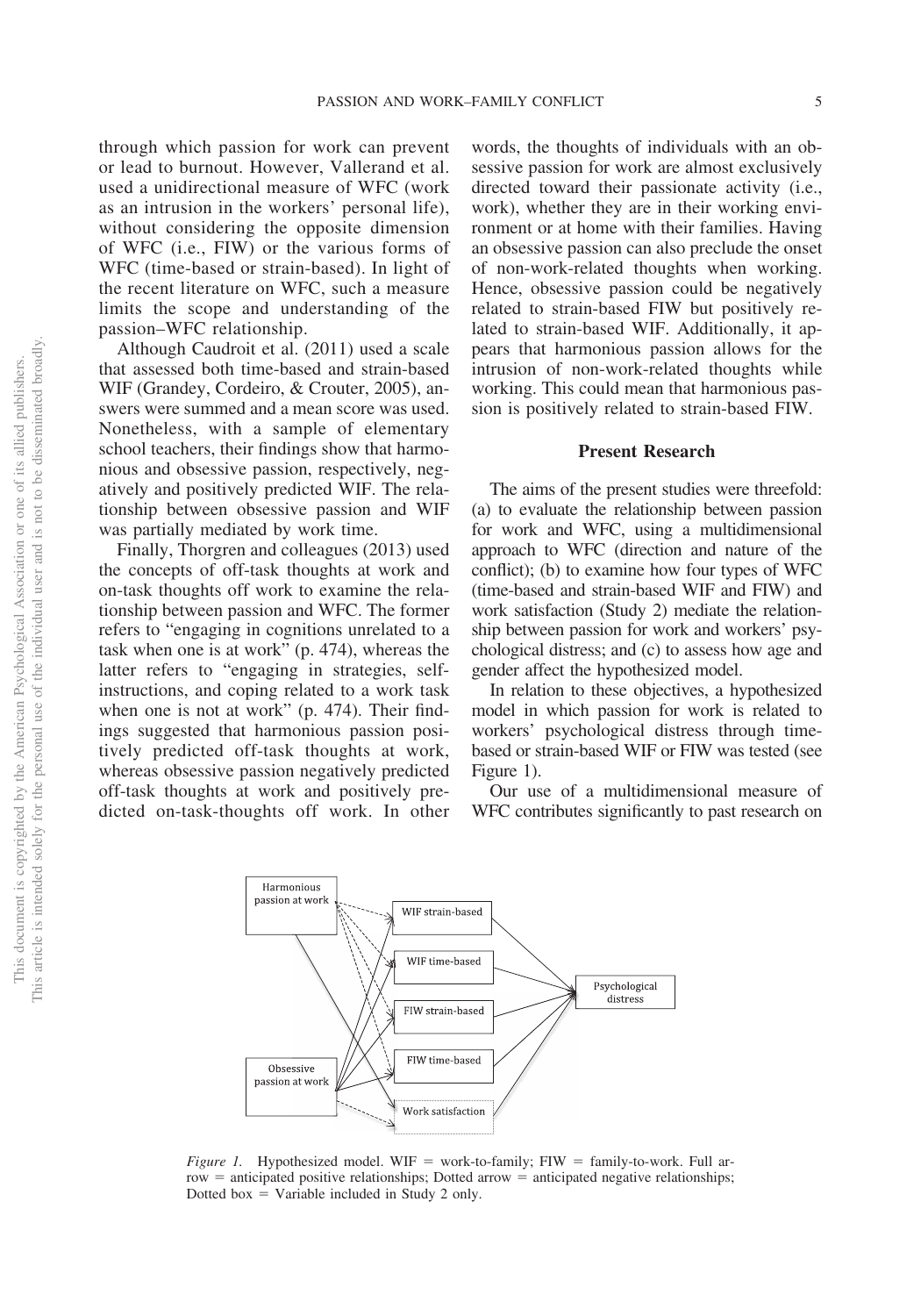through which passion for work can prevent or lead to burnout. However, Vallerand et al. used a unidirectional measure of WFC (work as an intrusion in the workers' personal life), without considering the opposite dimension of WFC (i.e., FIW) or the various forms of WFC (time-based or strain-based). In light of the recent literature on WFC, such a measure limits the scope and understanding of the passion–WFC relationship.

Although Caudroit et al. (2011) used a scale that assessed both time-based and strain-based WIF (Grandey, Cordeiro, & Crouter, 2005), answers were summed and a mean score was used. Nonetheless, with a sample of elementary school teachers, their findings show that harmonious and obsessive passion, respectively, negatively and positively predicted WIF. The relationship between obsessive passion and WIF was partially mediated by work time.

Finally, Thorgren and colleagues (2013) used the concepts of off-task thoughts at work and on-task thoughts off work to examine the relationship between passion and WFC. The former refers to "engaging in cognitions unrelated to a task when one is at work" (p. 474), whereas the latter refers to "engaging in strategies, self-instructions, and coping related to a work task when one is not at work" (p. 474). Their findings suggested that harmonious passion positively predicted off-task thoughts at work, whereas obsessive passion negatively predicted off-task thoughts at work and positively predicted on-task-thoughts off work. In other words, the thoughts of individuals with an obsessive passion for work are almost exclusively directed toward their passionate activity (i.e., work), whether they are in their working environment or at home with their families. Having an obsessive passion can also preclude the onset of non-work-related thoughts when working. Hence, obsessive passion could be negatively related to strain-based FIW but positively related to strain-based WIF. Additionally, it appears that harmonious passion allows for the intrusion of non-work-related thoughts while working. This could mean that harmonious passion is positively related to strain-based FIW.

## Present Research

The aims of the present studies were threefold: (a) to evaluate the relationship between passion for work and WFC, using a multidimensional approach to WFC (direction and nature of the conflict); (b) to examine how four types of WFC (time-based and strain-based WIF and FIW) and work satisfaction (Study 2) mediate the relationship between passion for work and workers' psychological distress; and (c) to assess how age and gender affect the hypothesized model.

In relation to these objectives, a hypothesized model in which passion for work is related to workers' psychological distress through time-based or strain-based WIF or FIW was tested (see Figure 1).

Our use of a multidimensional measure of WFC contributes significantly to past research on

*Figure 1.* Hypothesized model. WIF = work-to-family; FIW = family-to-work. Full arrow = anticipated positive relationships; Dotted arrow = anticipated negative relationships; Dotted box = Variable included in Study 2 only.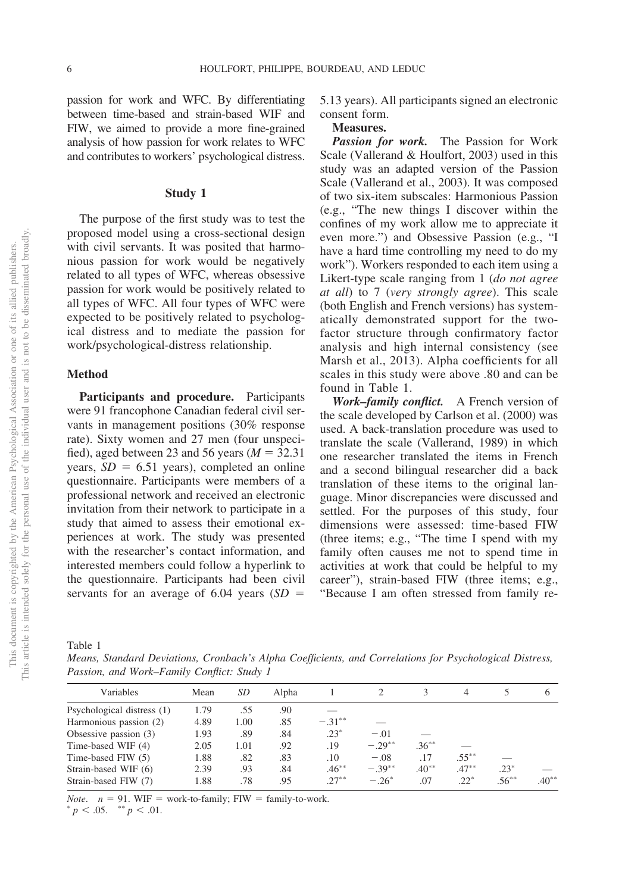passion for work and WFC. By differentiating between time-based and strain-based WIF and FIW, we aimed to provide a more fine-grained analysis of how passion for work relates to WFC and contributes to workers' psychological distress.

## Study 1

The purpose of the first study was to test the proposed model using a cross-sectional design with civil servants. It was posited that harmonious passion for work would be negatively related to all types of WFC, whereas obsessive passion for work would be positively related to all types of WFC. All four types of WFC were expected to be positively related to psychological distress and to mediate the passion for work/psychological-distress relationship.

### Method

**Participants and procedure.** Participants were 91 francophone Canadian federal civil servants in management positions (30% response rate). Sixty women and 27 men (four unspecified), aged between 23 and 56 years ($M = 32.31$ years, $SD = 6.51$ years), completed an online questionnaire. Participants were members of a professional network and received an electronic invitation from their network to participate in a study that aimed to assess their emotional experiences at work. The study was presented with the researcher's contact information, and interested members could follow a hyperlink to the questionnaire. Participants had been civil servants for an average of 6.04 years ($SD = 5.13$ years). All participants signed an electronic consent form.

**Measures.**

***Passion for work.*** The Passion for Work Scale (Vallerand & Houlfort, 2003) used in this study was an adapted version of the Passion Scale (Vallerand et al., 2003). It was composed of two six-item subscales: Harmonious Passion (e.g., "The new things I discover within the confines of my work allow me to appreciate it even more.") and Obsessive Passion (e.g., "I have a hard time controlling my need to do my work"). Workers responded to each item using a Likert-type scale ranging from 1 (*do not agree at all*) to 7 (*very strongly agree*). This scale (both English and French versions) has systematically demonstrated support for the two-factor structure through confirmatory factor analysis and high internal consistency (see Marsh et al., 2013). Alpha coefficients for all scales in this study were above .80 and can be found in Table 1.

***Work–family conflict.*** A French version of the scale developed by Carlson et al. (2000) was used. A back-translation procedure was used to translate the scale (Vallerand, 1989) in which one researcher translated the items in French and a second bilingual researcher did a back translation of these items to the original language. Minor discrepancies were discussed and settled. For the purposes of this study, four dimensions were assessed: time-based FIW (three items; e.g., "The time I spend with my family often causes me not to spend time in activities at work that could be helpful to my career"), strain-based FIW (three items; e.g., "Because I am often stressed from family re-

Table 1
*Means, Standard Deviations, Cronbach's Alpha Coefficients, and Correlations for Psychological Distress, Passion, and Work–Family Conflict: Study 1*

| Variables | Mean | *SD* | Alpha | 1 | 2 | 3 | 4 | 5 | 6 |
|---|---|---|---|---|---|---|---|---|---|
| Psychological distress (1) | 1.79 | .55 | .90 | — | | | | | |
| Harmonious passion (2) | 4.89 | 1.00 | .85 | $-.31^{**}$ | — | | | | |
| Obsessive passion (3) | 1.93 | .89 | .84 | $.23^{*}$ | $-.01$ | — | | | |
| Time-based WIF (4) | 2.05 | 1.01 | .92 | .19 | $-.29^{**}$ | $.36^{**}$ | — | | |
| Time-based FIW (5) | 1.88 | .82 | .83 | .10 | $-.08$ | .17 | $.55^{**}$ | — | |
| Strain-based WIF (6) | 2.39 | .93 | .84 | $.46^{**}$ | $-.39^{**}$ | $.40^{**}$ | $.47^{**}$ | $.23^{*}$ | — |
| Strain-based FIW (7) | 1.88 | .78 | .95 | $.27^{**}$ | $-.26^{*}$ | .07 | $.22^{*}$ | $.56^{**}$ | $.40^{**}$ |

*Note.* $n = 91$. WIF = work-to-family; FIW = family-to-work.
$^{*}$ $p < .05$. $^{**}$ $p < .01$.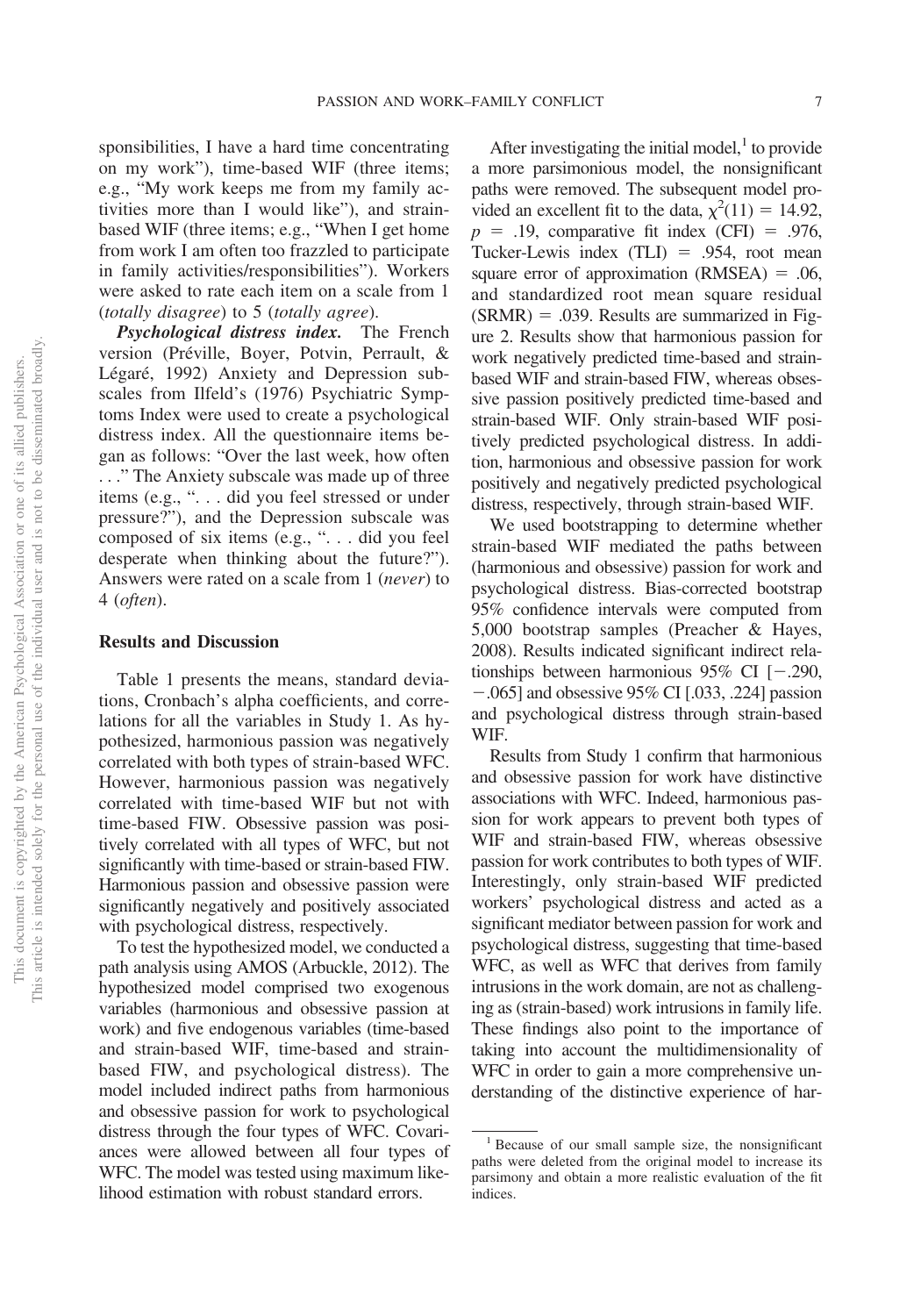sponsibilities, I have a hard time concentrating on my work"), time-based WIF (three items; e.g., "My work keeps me from my family activities more than I would like"), and strain-based WIF (three items; e.g., "When I get home from work I am often too frazzled to participate in family activities/responsibilities"). Workers were asked to rate each item on a scale from 1 (*totally disagree*) to 5 (*totally agree*).

***Psychological distress index.*** The French version (Préville, Boyer, Potvin, Perrault, & Légaré, 1992) Anxiety and Depression subscales from Ilfeld's (1976) Psychiatric Symptoms Index were used to create a psychological distress index. All the questionnaire items began as follows: "Over the last week, how often . . ." The Anxiety subscale was made up of three items (e.g., ". . . did you feel stressed or under pressure?"), and the Depression subscale was composed of six items (e.g., ". . . did you feel desperate when thinking about the future?"). Answers were rated on a scale from 1 (*never*) to 4 (*often*).

### Results and Discussion

Table 1 presents the means, standard deviations, Cronbach's alpha coefficients, and correlations for all the variables in Study 1. As hypothesized, harmonious passion was negatively correlated with both types of strain-based WFC. However, harmonious passion was negatively correlated with time-based WIF but not with time-based FIW. Obsessive passion was positively correlated with all types of WFC, but not significantly with time-based or strain-based FIW. Harmonious passion and obsessive passion were significantly negatively and positively associated with psychological distress, respectively.

To test the hypothesized model, we conducted a path analysis using AMOS (Arbuckle, 2012). The hypothesized model comprised two exogenous variables (harmonious and obsessive passion at work) and five endogenous variables (time-based and strain-based WIF, time-based and strain-based FIW, and psychological distress). The model included indirect paths from harmonious and obsessive passion for work to psychological distress through the four types of WFC. Covariances were allowed between all four types of WFC. The model was tested using maximum likelihood estimation with robust standard errors.

After investigating the initial model,[1] to provide a more parsimonious model, the nonsignificant paths were removed. The subsequent model provided an excellent fit to the data, $\chi^2(11) = 14.92$, $p = .19$, comparative fit index (CFI) = .976, Tucker-Lewis index (TLI) = .954, root mean square error of approximation (RMSEA) = .06, and standardized root mean square residual (SRMR) = .039. Results are summarized in Figure 2. Results show that harmonious passion for work negatively predicted time-based and strain-based WIF and strain-based FIW, whereas obsessive passion positively predicted time-based and strain-based WIF. Only strain-based WIF positively predicted psychological distress. In addition, harmonious and obsessive passion for work positively and negatively predicted psychological distress, respectively, through strain-based WIF.

We used bootstrapping to determine whether strain-based WIF mediated the paths between (harmonious and obsessive) passion for work and psychological distress. Bias-corrected bootstrap 95% confidence intervals were computed from 5,000 bootstrap samples (Preacher & Hayes, 2008). Results indicated significant indirect relationships between harmonious 95% CI [−.290, −.065] and obsessive 95% CI [.033, .224] passion and psychological distress through strain-based WIF.

Results from Study 1 confirm that harmonious and obsessive passion for work have distinctive associations with WFC. Indeed, harmonious passion for work appears to prevent both types of WIF and strain-based FIW, whereas obsessive passion for work contributes to both types of WIF. Interestingly, only strain-based WIF predicted workers' psychological distress and acted as a significant mediator between passion for work and psychological distress, suggesting that time-based WFC, as well as WFC that derives from family intrusions in the work domain, are not as challenging as (strain-based) work intrusions in family life. These findings also point to the importance of taking into account the multidimensionality of WFC in order to gain a more comprehensive understanding of the distinctive experience of har-

[1] Because of our small sample size, the nonsignificant paths were deleted from the original model to increase its parsimony and obtain a more realistic evaluation of the fit indices.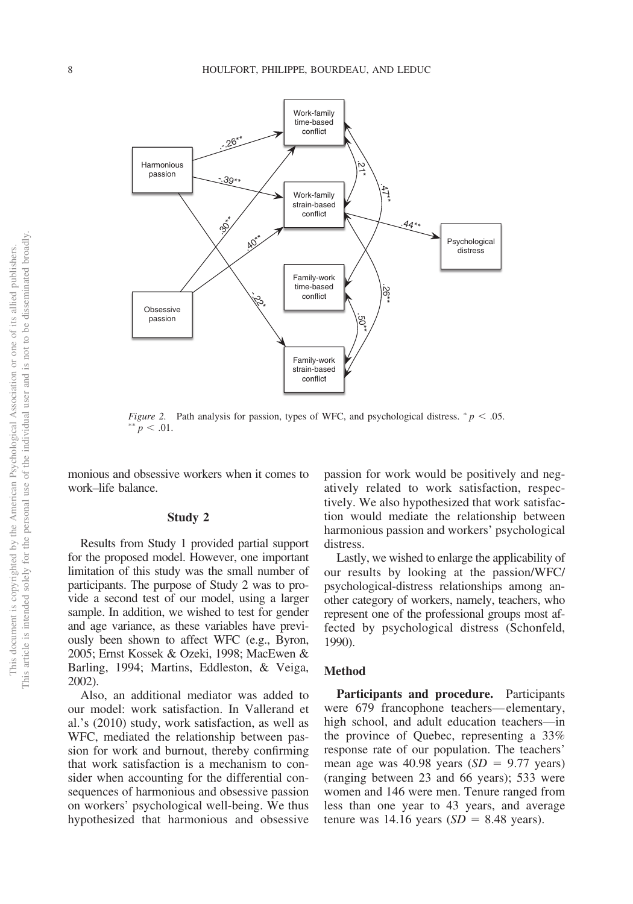*Figure 2.* Path analysis for passion, types of WFC, and psychological distress. $^{*}p < .05$. $^{**}p < .01$.

monious and obsessive workers when it comes to work–life balance.

## Study 2

Results from Study 1 provided partial support for the proposed model. However, one important limitation of this study was the small number of participants. The purpose of Study 2 was to provide a second test of our model, using a larger sample. In addition, we wished to test for gender and age variance, as these variables have previously been shown to affect WFC (e.g., Byron, 2005; Ernst Kossek & Ozeki, 1998; MacEwen & Barling, 1994; Martins, Eddleston, & Veiga, 2002).

Also, an additional mediator was added to our model: work satisfaction. In Vallerand et al.'s (2010) study, work satisfaction, as well as WFC, mediated the relationship between passion for work and burnout, thereby confirming that work satisfaction is a mechanism to consider when accounting for the differential consequences of harmonious and obsessive passion on workers' psychological well-being. We thus hypothesized that harmonious and obsessive passion for work would be positively and negatively related to work satisfaction, respectively. We also hypothesized that work satisfaction would mediate the relationship between harmonious passion and workers' psychological distress.

Lastly, we wished to enlarge the applicability of our results by looking at the passion/WFC/psychological-distress relationships among another category of workers, namely, teachers, who represent one of the professional groups most affected by psychological distress (Schonfeld, 1990).

### Method

**Participants and procedure.** Participants were 679 francophone teachers—elementary, high school, and adult education teachers—in the province of Quebec, representing a 33% response rate of our population. The teachers' mean age was 40.98 years ($SD = 9.77$ years) (ranging between 23 and 66 years); 533 were women and 146 were men. Tenure ranged from less than one year to 43 years, and average tenure was 14.16 years ($SD = 8.48$ years).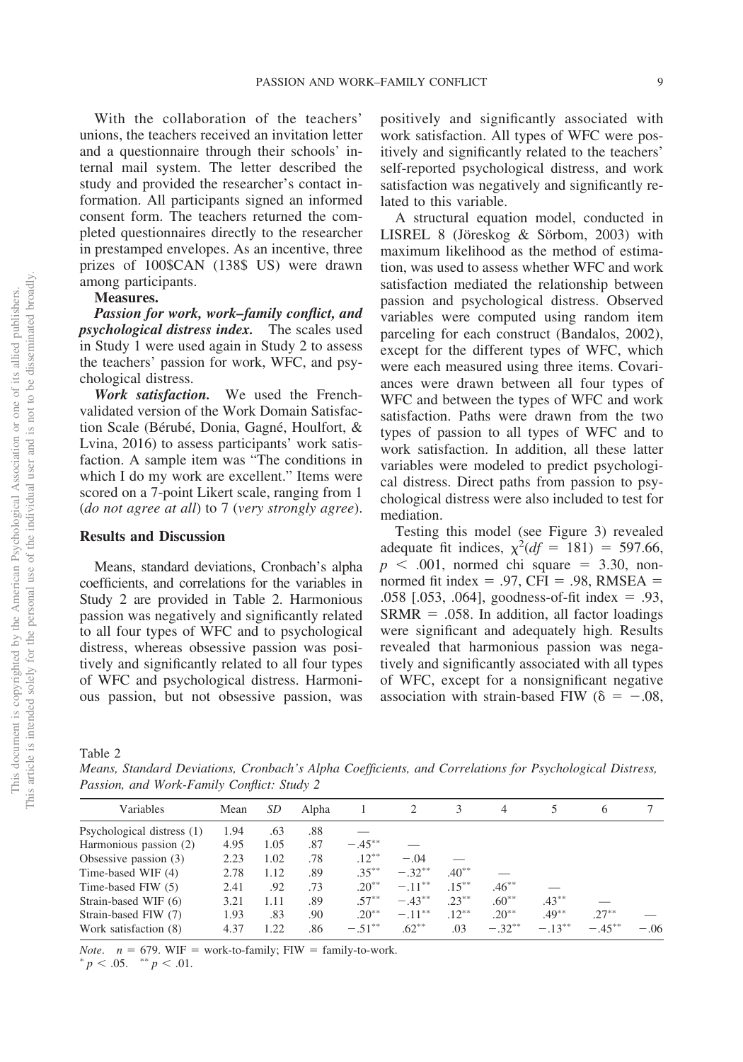With the collaboration of the teachers' unions, the teachers received an invitation letter and a questionnaire through their schools' internal mail system. The letter described the study and provided the researcher's contact information. All participants signed an informed consent form. The teachers returned the completed questionnaires directly to the researcher in prestamped envelopes. As an incentive, three prizes of 100$CAN (138$ US) were drawn among participants.

**Measures.**

***Passion for work, work–family conflict, and psychological distress index.*** The scales used in Study 1 were used again in Study 2 to assess the teachers' passion for work, WFC, and psychological distress.

***Work satisfaction.*** We used the French-validated version of the Work Domain Satisfaction Scale (Bérubé, Donia, Gagné, Houlfort, & Lvina, 2016) to assess participants' work satisfaction. A sample item was "The conditions in which I do my work are excellent." Items were scored on a 7-point Likert scale, ranging from 1 (*do not agree at all*) to 7 (*very strongly agree*).

## Results and Discussion

Means, standard deviations, Cronbach's alpha coefficients, and correlations for the variables in Study 2 are provided in Table 2. Harmonious passion was negatively and significantly related to all four types of WFC and to psychological distress, whereas obsessive passion was positively and significantly related to all four types of WFC and psychological distress. Harmonious passion, but not obsessive passion, was positively and significantly associated with work satisfaction. All types of WFC were positively and significantly related to the teachers' self-reported psychological distress, and work satisfaction was negatively and significantly related to this variable.

A structural equation model, conducted in LISREL 8 (Jöreskog & Sörbom, 2003) with maximum likelihood as the method of estimation, was used to assess whether WFC and work satisfaction mediated the relationship between passion and psychological distress. Observed variables were computed using random item parceling for each construct (Bandalos, 2002), except for the different types of WFC, which were each measured using three items. Covariances were drawn between all four types of WFC and between the types of WFC and work satisfaction. Paths were drawn from the two types of passion to all types of WFC and to work satisfaction. In addition, all these latter variables were modeled to predict psychological distress. Direct paths from passion to psychological distress were also included to test for mediation.

Testing this model (see Figure 3) revealed adequate fit indices, $\chi^2(df = 181) = 597.66$, $p < .001$, normed chi square = 3.30, nonnormed fit index = .97, CFI = .98, RMSEA = .058 [.053, .064], goodness-of-fit index = .93, SRMR = .058. In addition, all factor loadings were significant and adequately high. Results revealed that harmonious passion was negatively and significantly associated with all types of WFC, except for a nonsignificant negative association with strain-based FIW ($\delta = -.08$,

Table 2

*Means, Standard Deviations, Cronbach's Alpha Coefficients, and Correlations for Psychological Distress, Passion, and Work-Family Conflict: Study 2*

| Variables | Mean | *SD* | Alpha | 1 | 2 | 3 | 4 | 5 | 6 | 7 |
|---|---|---|---|---|---|---|---|---|---|---|
| Psychological distress (1) | 1.94 | .63 | .88 | — | | | | | | |
| Harmonious passion (2) | 4.95 | 1.05 | .87 | −.45** | — | | | | | |
| Obsessive passion (3) | 2.23 | 1.02 | .78 | .12** | −.04 | — | | | | |
| Time-based WIF (4) | 2.78 | 1.12 | .89 | .35** | −.32** | .40** | — | | | |
| Time-based FIW (5) | 2.41 | .92 | .73 | .20** | −.11** | .15** | .46** | — | | |
| Strain-based WIF (6) | 3.21 | 1.11 | .89 | .57** | −.43** | .23** | .60** | .43** | — | |
| Strain-based FIW (7) | 1.93 | .83 | .90 | .20** | −.11** | .12** | .20** | .49** | .27** | — |
| Work satisfaction (8) | 4.37 | 1.22 | .86 | −.51** | .62** | .03 | −.32** | −.13** | −.45** | −.06 |

*Note.* $n = 679$. WIF = work-to-family; FIW = family-to-work.
* $p < .05$. ** $p < .01$.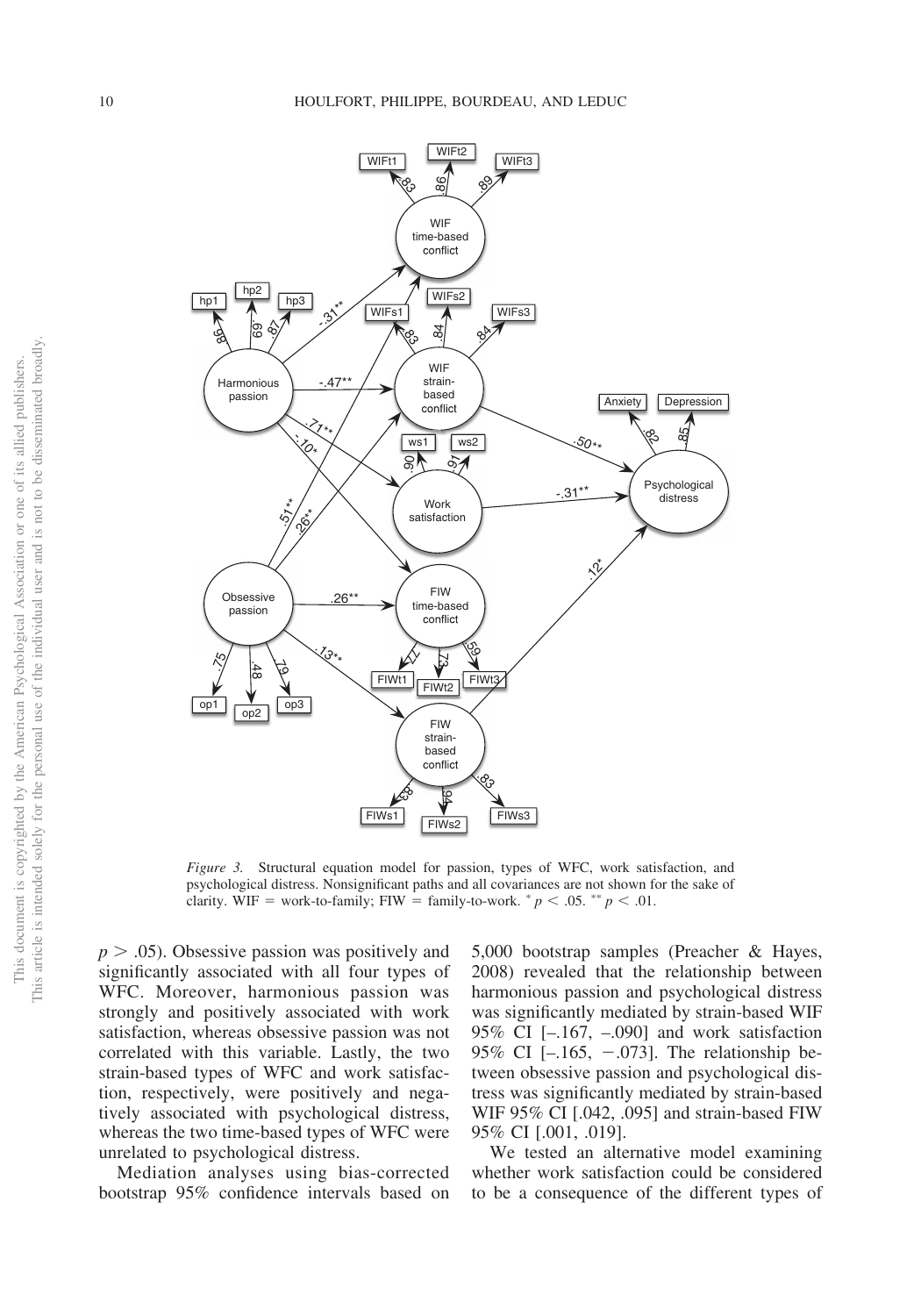*Figure 3.* Structural equation model for passion, types of WFC, work satisfaction, and psychological distress. Nonsignificant paths and all covariances are not shown for the sake of clarity. WIF = work-to-family; FIW = family-to-work. $^{*} p < .05$. $^{**} p < .01$.

$p > .05$). Obsessive passion was positively and significantly associated with all four types of WFC. Moreover, harmonious passion was strongly and positively associated with work satisfaction, whereas obsessive passion was not correlated with this variable. Lastly, the two strain-based types of WFC and work satisfaction, respectively, were positively and negatively associated with psychological distress, whereas the two time-based types of WFC were unrelated to psychological distress.

Mediation analyses using bias-corrected bootstrap 95% confidence intervals based on 5,000 bootstrap samples (Preacher & Hayes, 2008) revealed that the relationship between harmonious passion and psychological distress was significantly mediated by strain-based WIF 95% CI [–.167, –.090] and work satisfaction 95% CI [–.165, −.073]. The relationship between obsessive passion and psychological distress was significantly mediated by strain-based WIF 95% CI [.042, .095] and strain-based FIW 95% CI [.001, .019].

We tested an alternative model examining whether work satisfaction could be considered to be a consequence of the different types of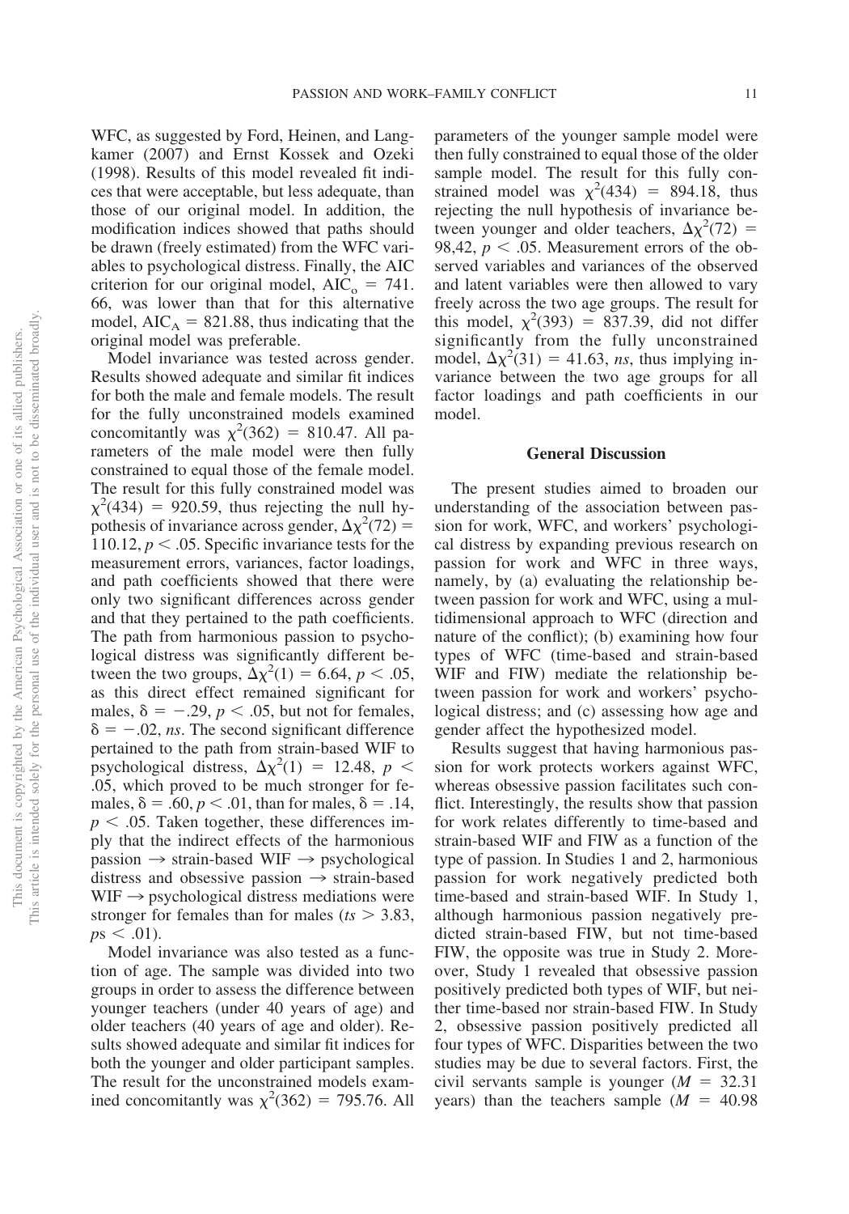WFC, as suggested by Ford, Heinen, and Langkamer (2007) and Ernst Kossek and Ozeki (1998). Results of this model revealed fit indices that were acceptable, but less adequate, than those of our original model. In addition, the modification indices showed that paths should be drawn (freely estimated) from the WFC variables to psychological distress. Finally, the AIC criterion for our original model, $AIC_o = 741.66$, was lower than that for this alternative model, $AIC_A = 821.88$, thus indicating that the original model was preferable.

Model invariance was tested across gender. Results showed adequate and similar fit indices for both the male and female models. The result for the fully unconstrained models examined concomitantly was $\chi^2(362) = 810.47$. All parameters of the male model were then fully constrained to equal those of the female model. The result for this fully constrained model was $\chi^2(434) = 920.59$, thus rejecting the null hypothesis of invariance across gender, $\Delta\chi^2(72) = 110.12$, $p < .05$. Specific invariance tests for the measurement errors, variances, factor loadings, and path coefficients showed that there were only two significant differences across gender and that they pertained to the path coefficients. The path from harmonious passion to psychological distress was significantly different between the two groups, $\Delta\chi^2(1) = 6.64$, $p < .05$, as this direct effect remained significant for males, $\delta = -.29$, $p < .05$, but not for females, $\delta = -.02$, *ns*. The second significant difference pertained to the path from strain-based WIF to psychological distress, $\Delta\chi^2(1) = 12.48$, $p < .05$, which proved to be much stronger for females, $\delta = .60$, $p < .01$, than for males, $\delta = .14$, $p < .05$. Taken together, these differences imply that the indirect effects of the harmonious passion → strain-based WIF → psychological distress and obsessive passion → strain-based WIF → psychological distress mediations were stronger for females than for males ($ts > 3.83$, $ps < .01$).

Model invariance was also tested as a function of age. The sample was divided into two groups in order to assess the difference between younger teachers (under 40 years of age) and older teachers (40 years of age and older). Results showed adequate and similar fit indices for both the younger and older participant samples. The result for the unconstrained models examined concomitantly was $\chi^2(362) = 795.76$. All parameters of the younger sample model were then fully constrained to equal those of the older sample model. The result for this fully constrained model was $\chi^2(434) = 894.18$, thus rejecting the null hypothesis of invariance between younger and older teachers, $\Delta\chi^2(72) = 98,42$, $p < .05$. Measurement errors of the observed variables and variances of the observed and latent variables were then allowed to vary freely across the two age groups. The result for this model, $\chi^2(393) = 837.39$, did not differ significantly from the fully unconstrained model, $\Delta\chi^2(31) = 41.63$, *ns*, thus implying invariance between the two age groups for all factor loadings and path coefficients in our model.

## General Discussion

The present studies aimed to broaden our understanding of the association between passion for work, WFC, and workers' psychological distress by expanding previous research on passion for work and WFC in three ways, namely, by (a) evaluating the relationship between passion for work and WFC, using a multidimensional approach to WFC (direction and nature of the conflict); (b) examining how four types of WFC (time-based and strain-based WIF and FIW) mediate the relationship between passion for work and workers' psychological distress; and (c) assessing how age and gender affect the hypothesized model.

Results suggest that having harmonious passion for work protects workers against WFC, whereas obsessive passion facilitates such conflict. Interestingly, the results show that passion for work relates differently to time-based and strain-based WIF and FIW as a function of the type of passion. In Studies 1 and 2, harmonious passion for work negatively predicted both time-based and strain-based WIF. In Study 1, although harmonious passion negatively predicted strain-based FIW, but not time-based FIW, the opposite was true in Study 2. Moreover, Study 1 revealed that obsessive passion positively predicted both types of WIF, but neither time-based nor strain-based FIW. In Study 2, obsessive passion positively predicted all four types of WFC. Disparities between the two studies may be due to several factors. First, the civil servants sample is younger ($M = 32.31$ years) than the teachers sample ($M = 40.98$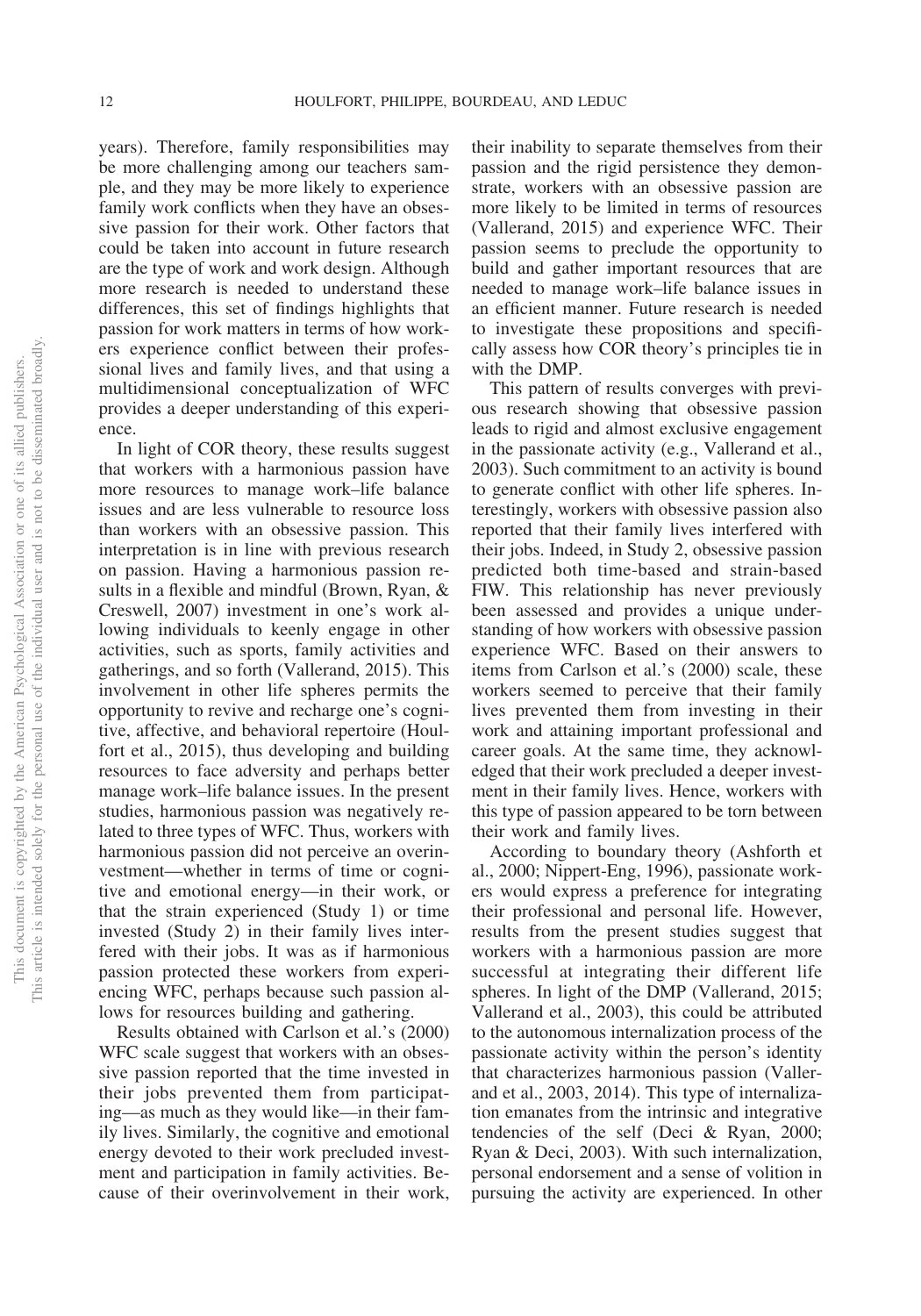years). Therefore, family responsibilities may be more challenging among our teachers sample, and they may be more likely to experience family work conflicts when they have an obsessive passion for their work. Other factors that could be taken into account in future research are the type of work and work design. Although more research is needed to understand these differences, this set of findings highlights that passion for work matters in terms of how workers experience conflict between their professional lives and family lives, and that using a multidimensional conceptualization of WFC provides a deeper understanding of this experience.

In light of COR theory, these results suggest that workers with a harmonious passion have more resources to manage work–life balance issues and are less vulnerable to resource loss than workers with an obsessive passion. This interpretation is in line with previous research on passion. Having a harmonious passion results in a flexible and mindful (Brown, Ryan, & Creswell, 2007) investment in one's work allowing individuals to keenly engage in other activities, such as sports, family activities and gatherings, and so forth (Vallerand, 2015). This involvement in other life spheres permits the opportunity to revive and recharge one's cognitive, affective, and behavioral repertoire (Houlfort et al., 2015), thus developing and building resources to face adversity and perhaps better manage work–life balance issues. In the present studies, harmonious passion was negatively related to three types of WFC. Thus, workers with harmonious passion did not perceive an overinvestment—whether in terms of time or cognitive and emotional energy—in their work, or that the strain experienced (Study 1) or time invested (Study 2) in their family lives interfered with their jobs. It was as if harmonious passion protected these workers from experiencing WFC, perhaps because such passion allows for resources building and gathering.

Results obtained with Carlson et al.'s (2000) WFC scale suggest that workers with an obsessive passion reported that the time invested in their jobs prevented them from participating—as much as they would like—in their family lives. Similarly, the cognitive and emotional energy devoted to their work precluded investment and participation in family activities. Because of their overinvolvement in their work, their inability to separate themselves from their passion and the rigid persistence they demonstrate, workers with an obsessive passion are more likely to be limited in terms of resources (Vallerand, 2015) and experience WFC. Their passion seems to preclude the opportunity to build and gather important resources that are needed to manage work–life balance issues in an efficient manner. Future research is needed to investigate these propositions and specifically assess how COR theory's principles tie in with the DMP.

This pattern of results converges with previous research showing that obsessive passion leads to rigid and almost exclusive engagement in the passionate activity (e.g., Vallerand et al., 2003). Such commitment to an activity is bound to generate conflict with other life spheres. Interestingly, workers with obsessive passion also reported that their family lives interfered with their jobs. Indeed, in Study 2, obsessive passion predicted both time-based and strain-based FIW. This relationship has never previously been assessed and provides a unique understanding of how workers with obsessive passion experience WFC. Based on their answers to items from Carlson et al.'s (2000) scale, these workers seemed to perceive that their family lives prevented them from investing in their work and attaining important professional and career goals. At the same time, they acknowledged that their work precluded a deeper investment in their family lives. Hence, workers with this type of passion appeared to be torn between their work and family lives.

According to boundary theory (Ashforth et al., 2000; Nippert-Eng, 1996), passionate workers would express a preference for integrating their professional and personal life. However, results from the present studies suggest that workers with a harmonious passion are more successful at integrating their different life spheres. In light of the DMP (Vallerand, 2015; Vallerand et al., 2003), this could be attributed to the autonomous internalization process of the passionate activity within the person's identity that characterizes harmonious passion (Vallerand et al., 2003, 2014). This type of internalization emanates from the intrinsic and integrative tendencies of the self (Deci & Ryan, 2000; Ryan & Deci, 2003). With such internalization, personal endorsement and a sense of volition in pursuing the activity are experienced. In other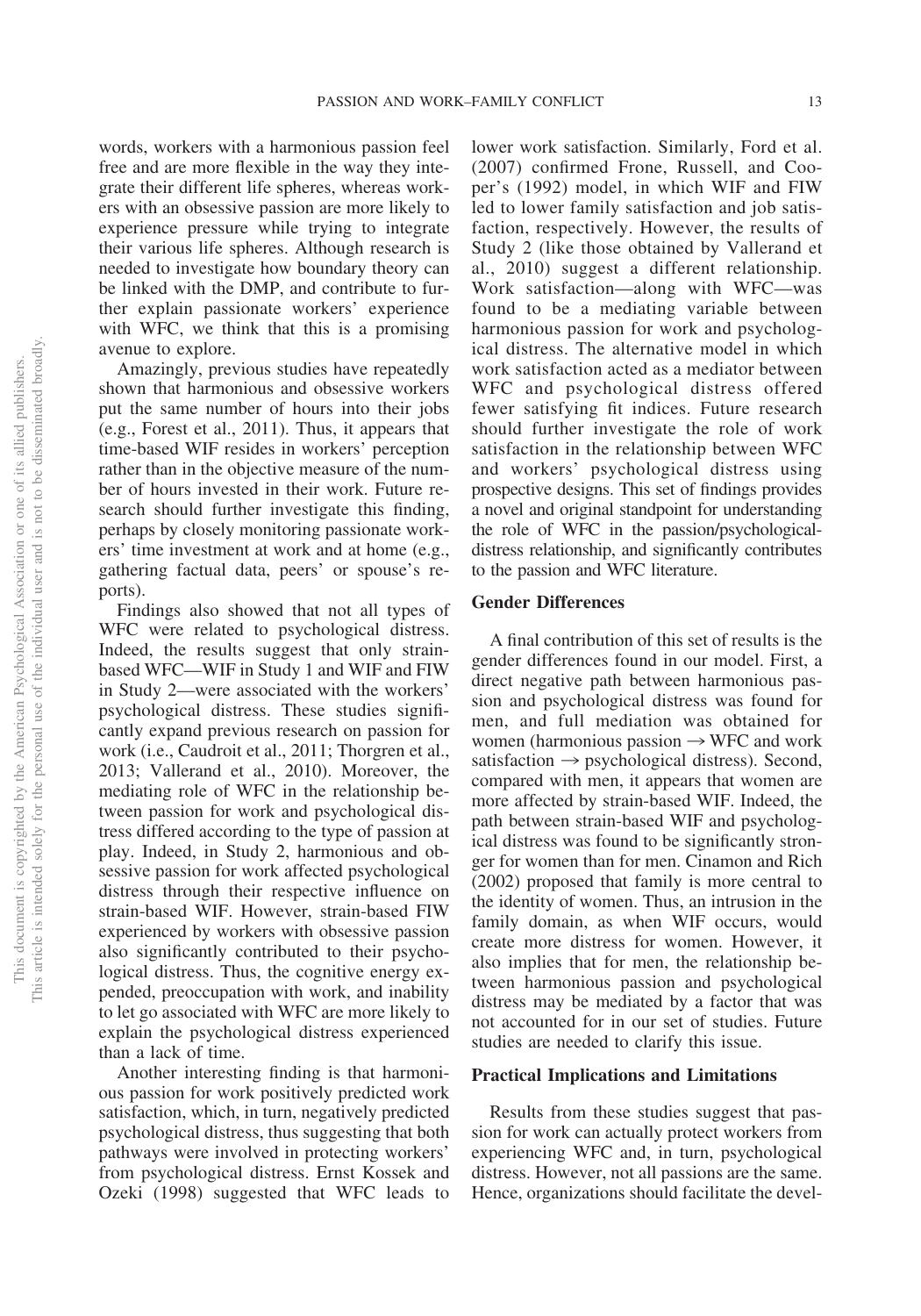words, workers with a harmonious passion feel free and are more flexible in the way they integrate their different life spheres, whereas workers with an obsessive passion are more likely to experience pressure while trying to integrate their various life spheres. Although research is needed to investigate how boundary theory can be linked with the DMP, and contribute to further explain passionate workers' experience with WFC, we think that this is a promising avenue to explore.

Amazingly, previous studies have repeatedly shown that harmonious and obsessive workers put the same number of hours into their jobs (e.g., Forest et al., 2011). Thus, it appears that time-based WIF resides in workers' perception rather than in the objective measure of the number of hours invested in their work. Future research should further investigate this finding, perhaps by closely monitoring passionate workers' time investment at work and at home (e.g., gathering factual data, peers' or spouse's reports).

Findings also showed that not all types of WFC were related to psychological distress. Indeed, the results suggest that only strain-based WFC—WIF in Study 1 and WIF and FIW in Study 2—were associated with the workers' psychological distress. These studies significantly expand previous research on passion for work (i.e., Caudroit et al., 2011; Thorgren et al., 2013; Vallerand et al., 2010). Moreover, the mediating role of WFC in the relationship between passion for work and psychological distress differed according to the type of passion at play. Indeed, in Study 2, harmonious and obsessive passion for work affected psychological distress through their respective influence on strain-based WIF. However, strain-based FIW experienced by workers with obsessive passion also significantly contributed to their psychological distress. Thus, the cognitive energy expended, preoccupation with work, and inability to let go associated with WFC are more likely to explain the psychological distress experienced than a lack of time.

Another interesting finding is that harmonious passion for work positively predicted work satisfaction, which, in turn, negatively predicted psychological distress, thus suggesting that both pathways were involved in protecting workers' from psychological distress. Ernst Kossek and Ozeki (1998) suggested that WFC leads to lower work satisfaction. Similarly, Ford et al. (2007) confirmed Frone, Russell, and Cooper's (1992) model, in which WIF and FIW led to lower family satisfaction and job satisfaction, respectively. However, the results of Study 2 (like those obtained by Vallerand et al., 2010) suggest a different relationship. Work satisfaction—along with WFC—was found to be a mediating variable between harmonious passion for work and psychological distress. The alternative model in which work satisfaction acted as a mediator between WFC and psychological distress offered fewer satisfying fit indices. Future research should further investigate the role of work satisfaction in the relationship between WFC and workers' psychological distress using prospective designs. This set of findings provides a novel and original standpoint for understanding the role of WFC in the passion/psychological-distress relationship, and significantly contributes to the passion and WFC literature.

## Gender Differences

A final contribution of this set of results is the gender differences found in our model. First, a direct negative path between harmonious passion and psychological distress was found for men, and full mediation was obtained for women (harmonious passion → WFC and work satisfaction → psychological distress). Second, compared with men, it appears that women are more affected by strain-based WIF. Indeed, the path between strain-based WIF and psychological distress was found to be significantly stronger for women than for men. Cinamon and Rich (2002) proposed that family is more central to the identity of women. Thus, an intrusion in the family domain, as when WIF occurs, would create more distress for women. However, it also implies that for men, the relationship between harmonious passion and psychological distress may be mediated by a factor that was not accounted for in our set of studies. Future studies are needed to clarify this issue.

## Practical Implications and Limitations

Results from these studies suggest that passion for work can actually protect workers from experiencing WFC and, in turn, psychological distress. However, not all passions are the same. Hence, organizations should facilitate the devel-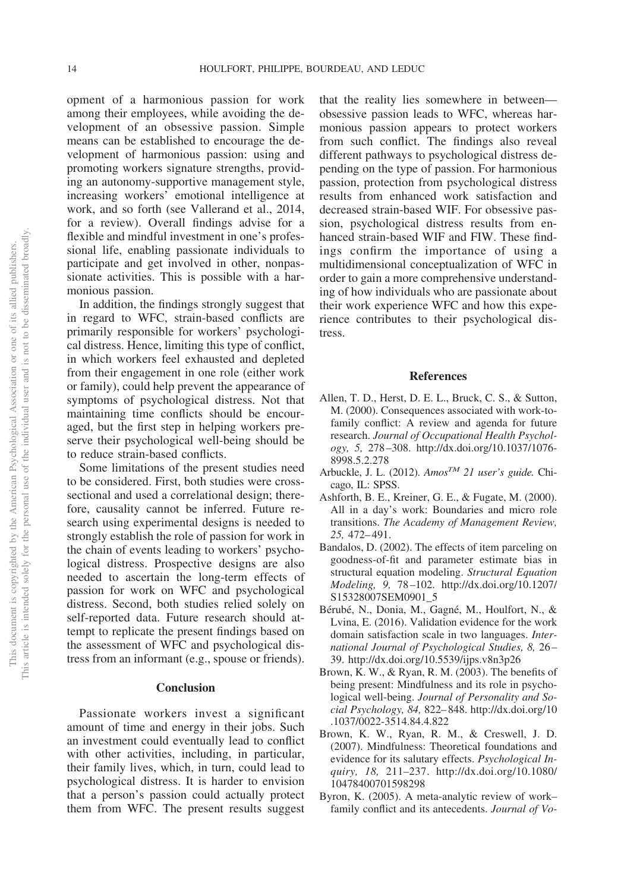opment of a harmonious passion for work among their employees, while avoiding the development of an obsessive passion. Simple means can be established to encourage the development of harmonious passion: using and promoting workers signature strengths, providing an autonomy-supportive management style, increasing workers' emotional intelligence at work, and so forth (see Vallerand et al., 2014, for a review). Overall findings advise for a flexible and mindful investment in one's professional life, enabling passionate individuals to participate and get involved in other, nonpassionate activities. This is possible with a harmonious passion.

In addition, the findings strongly suggest that in regard to WFC, strain-based conflicts are primarily responsible for workers' psychological distress. Hence, limiting this type of conflict, in which workers feel exhausted and depleted from their engagement in one role (either work or family), could help prevent the appearance of symptoms of psychological distress. Not that maintaining time conflicts should be encouraged, but the first step in helping workers preserve their psychological well-being should be to reduce strain-based conflicts.

Some limitations of the present studies need to be considered. First, both studies were cross-sectional and used a correlational design; therefore, causality cannot be inferred. Future research using experimental designs is needed to strongly establish the role of passion for work in the chain of events leading to workers' psychological distress. Prospective designs are also needed to ascertain the long-term effects of passion for work on WFC and psychological distress. Second, both studies relied solely on self-reported data. Future research should attempt to replicate the present findings based on the assessment of WFC and psychological distress from an informant (e.g., spouse or friends).

## Conclusion

Passionate workers invest a significant amount of time and energy in their jobs. Such an investment could eventually lead to conflict with other activities, including, in particular, their family lives, which, in turn, could lead to psychological distress. It is harder to envision that a person's passion could actually protect them from WFC. The present results suggest that the reality lies somewhere in between—obsessive passion leads to WFC, whereas harmonious passion appears to protect workers from such conflict. The findings also reveal different pathways to psychological distress depending on the type of passion. For harmonious passion, protection from psychological distress results from enhanced work satisfaction and decreased strain-based WIF. For obsessive passion, psychological distress results from enhanced strain-based WIF and FIW. These findings confirm the importance of using a multidimensional conceptualization of WFC in order to gain a more comprehensive understanding of how individuals who are passionate about their work experience WFC and how this experience contributes to their psychological distress.

## References

Allen, T. D., Herst, D. E. L., Bruck, C. S., & Sutton, M. (2000). Consequences associated with work-to-family conflict: A review and agenda for future research. *Journal of Occupational Health Psychology, 5,* 278–308. http://dx.doi.org/10.1037/1076-8998.5.2.278

Arbuckle, J. L. (2012). *Amos™ 21 user's guide.* Chicago, IL: SPSS.

Ashforth, B. E., Kreiner, G. E., & Fugate, M. (2000). All in a day's work: Boundaries and micro role transitions. *The Academy of Management Review, 25,* 472–491.

Bandalos, D. (2002). The effects of item parceling on goodness-of-fit and parameter estimate bias in structural equation modeling. *Structural Equation Modeling, 9,* 78–102. http://dx.doi.org/10.1207/S15328007SEM0901_5

Bérubé, N., Donia, M., Gagné, M., Houlfort, N., & Lvina, E. (2016). Validation evidence for the work domain satisfaction scale in two languages. *International Journal of Psychological Studies, 8,* 26–39. http://dx.doi.org/10.5539/ijps.v8n3p26

Brown, K. W., & Ryan, R. M. (2003). The benefits of being present: Mindfulness and its role in psychological well-being. *Journal of Personality and Social Psychology, 84,* 822–848. http://dx.doi.org/10.1037/0022-3514.84.4.822

Brown, K. W., Ryan, R. M., & Creswell, J. D. (2007). Mindfulness: Theoretical foundations and evidence for its salutary effects. *Psychological Inquiry, 18,* 211–237. http://dx.doi.org/10.1080/10478400701598298

Byron, K. (2005). A meta-analytic review of work–family conflict and its antecedents. *Journal of Vo-*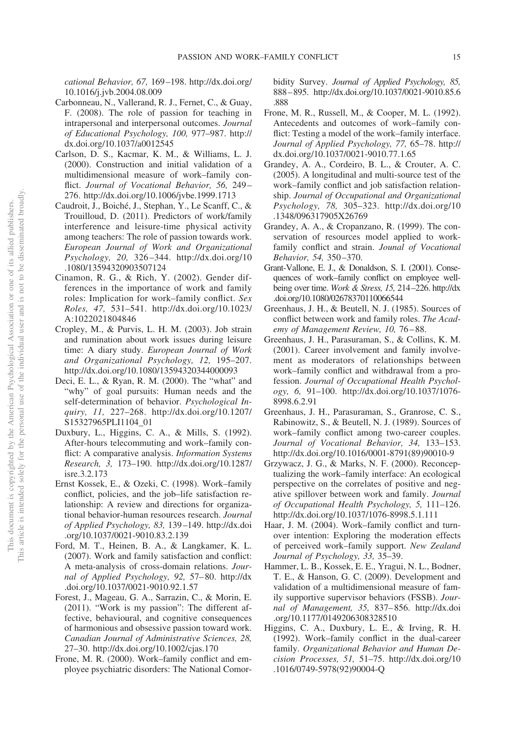*cational Behavior, 67,* 169–198. http://dx.doi.org/10.1016/j.jvb.2004.08.009

Carbonneau, N., Vallerand, R. J., Fernet, C., & Guay, F. (2008). The role of passion for teaching in intrapersonal and interpersonal outcomes. *Journal of Educational Psychology, 100,* 977–987. http://dx.doi.org/10.1037/a0012545

Carlson, D. S., Kacmar, K. M., & Williams, L. J. (2000). Construction and initial validation of a multidimensional measure of work–family conflict. *Journal of Vocational Behavior, 56,* 249–276. http://dx.doi.org/10.1006/jvbe.1999.1713

Caudroit, J., Boiché, J., Stephan, Y., Le Scanff, C., & Trouilloud, D. (2011). Predictors of work/family interference and leisure-time physical activity among teachers: The role of passion towards work. *European Journal of Work and Organizational Psychology, 20,* 326–344. http://dx.doi.org/10.1080/13594320903507124

Cinamon, R. G., & Rich, Y. (2002). Gender differences in the importance of work and family roles: Implication for work–family conflict. *Sex Roles, 47,* 531–541. http://dx.doi.org/10.1023/A:1022021804846

Cropley, M., & Purvis, L. H. M. (2003). Job strain and rumination about work issues during leisure time: A diary study. *European Journal of Work and Organizational Psychology, 12,* 195–207. http://dx.doi.org/10.1080/13594320344000093

Deci, E. L., & Ryan, R. M. (2000). The "what" and "why" of goal pursuits: Human needs and the self-determination of behavior. *Psychological Inquiry, 11,* 227–268. http://dx.doi.org/10.1207/S15327965PLI1104_01

Duxbury, L., Higgins, C. A., & Mills, S. (1992). After-hours telecommuting and work–family conflict: A comparative analysis. *Information Systems Research, 3,* 173–190. http://dx.doi.org/10.1287/isre.3.2.173

Ernst Kossek, E., & Ozeki, C. (1998). Work–family conflict, policies, and the job–life satisfaction relationship: A review and directions for organizational behavior-human resources research. *Journal of Applied Psychology, 83,* 139–149. http://dx.doi.org/10.1037/0021-9010.83.2.139

Ford, M. T., Heinen, B. A., & Langkamer, K. L. (2007). Work and family satisfaction and conflict: A meta-analysis of cross-domain relations. *Journal of Applied Psychology, 92,* 57–80. http://dx.doi.org/10.1037/0021-9010.92.1.57

Forest, J., Mageau, G. A., Sarrazin, C., & Morin, E. (2011). "Work is my passion": The different affective, behavioural, and cognitive consequences of harmonious and obsessive passion toward work. *Canadian Journal of Administrative Sciences, 28,* 27–30. http://dx.doi.org/10.1002/cjas.170

Frone, M. R. (2000). Work–family conflict and employee psychiatric disorders: The National Comorbidity Survey. *Journal of Applied Psychology, 85,* 888–895. http://dx.doi.org/10.1037/0021-9010.85.6.888

Frone, M. R., Russell, M., & Cooper, M. L. (1992). Antecedents and outcomes of work–family conflict: Testing a model of the work–family interface. *Journal of Applied Psychology, 77,* 65–78. http://dx.doi.org/10.1037/0021-9010.77.1.65

Grandey, A. A., Cordeiro, B. L., & Crouter, A. C. (2005). A longitudinal and multi-source test of the work–family conflict and job satisfaction relationship. *Journal of Occupational and Organizational Psychology, 78,* 305–323. http://dx.doi.org/10.1348/096317905X26769

Grandey, A. A., & Cropanzano, R. (1999). The conservation of resources model applied to work-family conflict and strain. *Jounal of Vocational Behavior, 54,* 350–370.

Grant-Vallone, E. J., & Donaldson, S. I. (2001). Consequences of work–family conflict on employee wellbeing over time. *Work & Stress, 15,* 214–226. http://dx.doi.org/10.1080/02678370110066544

Greenhaus, J. H., & Beutell, N. J. (1985). Sources of conflict between work and family roles. *The Academy of Management Review, 10,* 76–88.

Greenhaus, J. H., Parasuraman, S., & Collins, K. M. (2001). Career involvement and family involvement as moderators of relationships between work–family conflict and withdrawal from a profession. *Journal of Occupational Health Psychology, 6,* 91–100. http://dx.doi.org/10.1037/1076-8998.6.2.91

Greenhaus, J. H., Parasuraman, S., Granrose, C. S., Rabinowitz, S., & Beutell, N. J. (1989). Sources of work–family conflict among two-career couples. *Journal of Vocational Behavior, 34,* 133–153. http://dx.doi.org/10.1016/0001-8791(89)90010-9

Grzywacz, J. G., & Marks, N. F. (2000). Reconceptualizing the work–family interface: An ecological perspective on the correlates of positive and negative spillover between work and family. *Journal of Occupational Health Psychology, 5,* 111–126. http://dx.doi.org/10.1037/1076-8998.5.1.111

Haar, J. M. (2004). Work–family conflict and turnover intention: Exploring the moderation effects of perceived work–family support. *New Zealand Journal of Psychology, 33,* 35–39.

Hammer, L. B., Kossek, E. E., Yragui, N. L., Bodner, T. E., & Hanson, G. C. (2009). Development and validation of a multidimensional measure of family supportive supervisor behaviors (FSSB). *Journal of Management, 35,* 837–856. http://dx.doi.org/10.1177/0149206308328510

Higgins, C. A., Duxbury, L. E., & Irving, R. H. (1992). Work–family conflict in the dual-career family. *Organizational Behavior and Human Decision Processes, 51,* 51–75. http://dx.doi.org/10.1016/0749-5978(92)90004-Q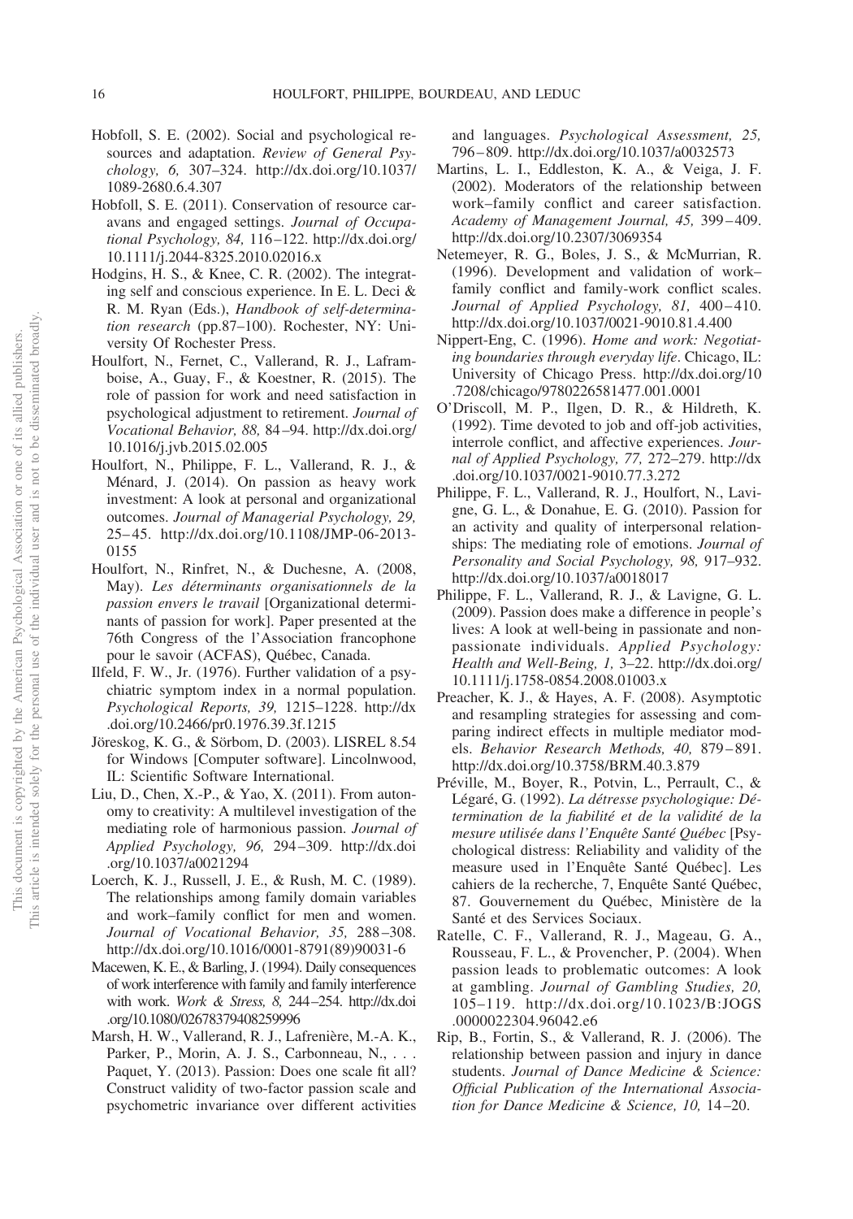Hobfoll, S. E. (2002). Social and psychological resources and adaptation. *Review of General Psychology, 6,* 307–324. http://dx.doi.org/10.1037/1089-2680.6.4.307

Hobfoll, S. E. (2011). Conservation of resource caravans and engaged settings. *Journal of Occupational Psychology, 84,* 116–122. http://dx.doi.org/10.1111/j.2044-8325.2010.02016.x

Hodgins, H. S., & Knee, C. R. (2002). The integrating self and conscious experience. In E. L. Deci & R. M. Ryan (Eds.), *Handbook of self-determination research* (pp.87–100). Rochester, NY: University Of Rochester Press.

Houlfort, N., Fernet, C., Vallerand, R. J., Laframboise, A., Guay, F., & Koestner, R. (2015). The role of passion for work and need satisfaction in psychological adjustment to retirement. *Journal of Vocational Behavior, 88,* 84–94. http://dx.doi.org/10.1016/j.jvb.2015.02.005

Houlfort, N., Philippe, F. L., Vallerand, R. J., & Ménard, J. (2014). On passion as heavy work investment: A look at personal and organizational outcomes. *Journal of Managerial Psychology, 29,* 25–45. http://dx.doi.org/10.1108/JMP-06-2013-0155

Houlfort, N., Rinfret, N., & Duchesne, A. (2008, May). *Les déterminants organisationnels de la passion envers le travail* [Organizational determinants of passion for work]. Paper presented at the 76th Congress of the l'Association francophone pour le savoir (ACFAS), Québec, Canada.

Ilfeld, F. W., Jr. (1976). Further validation of a psychiatric symptom index in a normal population. *Psychological Reports, 39,* 1215–1228. http://dx.doi.org/10.2466/pr0.1976.39.3f.1215

Jöreskog, K. G., & Sörbom, D. (2003). LISREL 8.54 for Windows [Computer software]. Lincolnwood, IL: Scientific Software International.

Liu, D., Chen, X.-P., & Yao, X. (2011). From autonomy to creativity: A multilevel investigation of the mediating role of harmonious passion. *Journal of Applied Psychology, 96,* 294–309. http://dx.doi.org/10.1037/a0021294

Loerch, K. J., Russell, J. E., & Rush, M. C. (1989). The relationships among family domain variables and work–family conflict for men and women. *Journal of Vocational Behavior, 35,* 288–308. http://dx.doi.org/10.1016/0001-8791(89)90031-6

Macewen, K. E., & Barling, J. (1994). Daily consequences of work interference with family and family interference with work. *Work & Stress, 8,* 244–254. http://dx.doi.org/10.1080/02678379408259996

Marsh, H. W., Vallerand, R. J., Lafrenière, M.-A. K., Parker, P., Morin, A. J. S., Carbonneau, N., . . . Paquet, Y. (2013). Passion: Does one scale fit all? Construct validity of two-factor passion scale and psychometric invariance over different activities and languages. *Psychological Assessment, 25,* 796–809. http://dx.doi.org/10.1037/a0032573

Martins, L. I., Eddleston, K. A., & Veiga, J. F. (2002). Moderators of the relationship between work–family conflict and career satisfaction. *Academy of Management Journal, 45,* 399–409. http://dx.doi.org/10.2307/3069354

Netemeyer, R. G., Boles, J. S., & McMurrian, R. (1996). Development and validation of work–family conflict and family-work conflict scales. *Journal of Applied Psychology, 81,* 400–410. http://dx.doi.org/10.1037/0021-9010.81.4.400

Nippert-Eng, C. (1996). *Home and work: Negotiating boundaries through everyday life*. Chicago, IL: University of Chicago Press. http://dx.doi.org/10.7208/chicago/9780226581477.001.0001

O'Driscoll, M. P., Ilgen, D. R., & Hildreth, K. (1992). Time devoted to job and off-job activities, interrole conflict, and affective experiences. *Journal of Applied Psychology, 77,* 272–279. http://dx.doi.org/10.1037/0021-9010.77.3.272

Philippe, F. L., Vallerand, R. J., Houlfort, N., Lavigne, G. L., & Donahue, E. G. (2010). Passion for an activity and quality of interpersonal relationships: The mediating role of emotions. *Journal of Personality and Social Psychology, 98,* 917–932. http://dx.doi.org/10.1037/a0018017

Philippe, F. L., Vallerand, R. J., & Lavigne, G. L. (2009). Passion does make a difference in people's lives: A look at well-being in passionate and non-passionate individuals. *Applied Psychology: Health and Well-Being, 1,* 3–22. http://dx.doi.org/10.1111/j.1758-0854.2008.01003.x

Preacher, K. J., & Hayes, A. F. (2008). Asymptotic and resampling strategies for assessing and comparing indirect effects in multiple mediator models. *Behavior Research Methods, 40,* 879–891. http://dx.doi.org/10.3758/BRM.40.3.879

Préville, M., Boyer, R., Potvin, L., Perrault, C., & Légaré, G. (1992). *La détresse psychologique: Détermination de la fiabilité et de la validité de la mesure utilisée dans l'Enquête Santé Québec* [Psychological distress: Reliability and validity of the measure used in l'Enquête Santé Québec]. Les cahiers de la recherche, 7, Enquête Santé Québec, 87. Gouvernement du Québec, Ministère de la Santé et des Services Sociaux.

Ratelle, C. F., Vallerand, R. J., Mageau, G. A., Rousseau, F. L., & Provencher, P. (2004). When passion leads to problematic outcomes: A look at gambling. *Journal of Gambling Studies, 20,* 105–119. http://dx.doi.org/10.1023/B:JOGS.0000022304.96042.e6

Rip, B., Fortin, S., & Vallerand, R. J. (2006). The relationship between passion and injury in dance students. *Journal of Dance Medicine & Science: Official Publication of the International Association for Dance Medicine & Science, 10,* 14–20.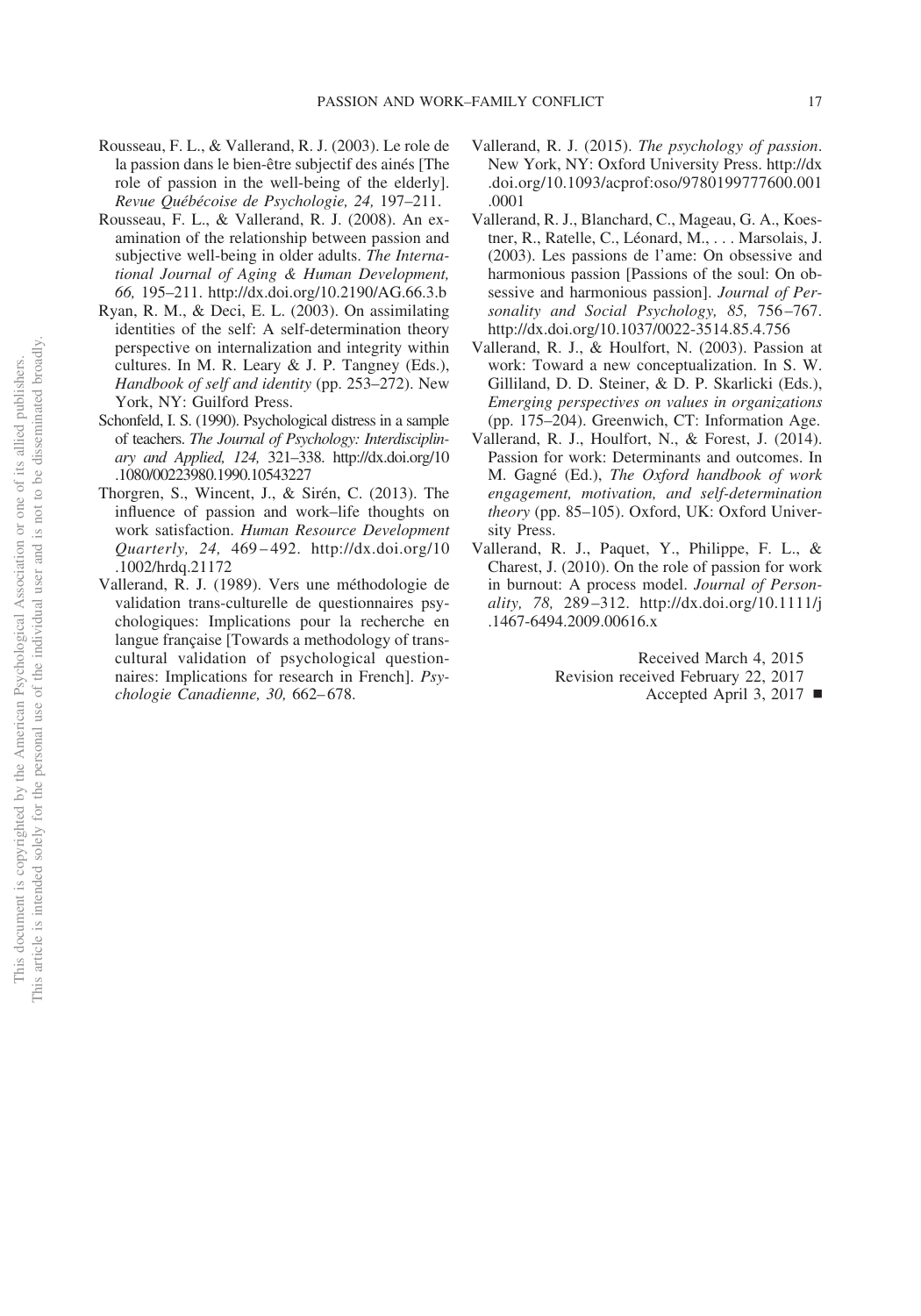Rousseau, F. L., & Vallerand, R. J. (2003). Le role de la passion dans le bien-être subjectif des ainés [The role of passion in the well-being of the elderly]. *Revue Québécoise de Psychologie, 24,* 197–211.

Rousseau, F. L., & Vallerand, R. J. (2008). An examination of the relationship between passion and subjective well-being in older adults. *The International Journal of Aging & Human Development, 66,* 195–211. http://dx.doi.org/10.2190/AG.66.3.b

Ryan, R. M., & Deci, E. L. (2003). On assimilating identities of the self: A self-determination theory perspective on internalization and integrity within cultures. In M. R. Leary & J. P. Tangney (Eds.), *Handbook of self and identity* (pp. 253–272). New York, NY: Guilford Press.

Schonfeld, I. S. (1990). Psychological distress in a sample of teachers. *The Journal of Psychology: Interdisciplinary and Applied, 124,* 321–338. http://dx.doi.org/10.1080/00223980.1990.10543227

Thorgren, S., Wincent, J., & Sirén, C. (2013). The influence of passion and work–life thoughts on work satisfaction. *Human Resource Development Quarterly, 24,* 469–492. http://dx.doi.org/10.1002/hrdq.21172

Vallerand, R. J. (1989). Vers une méthodologie de validation trans-culturelle de questionnaires psychologiques: Implications pour la recherche en langue française [Towards a methodology of transcultural validation of psychological questionnaires: Implications for research in French]. *Psychologie Canadienne, 30,* 662–678.

Vallerand, R. J. (2015). *The psychology of passion*. New York, NY: Oxford University Press. http://dx.doi.org/10.1093/acprof:oso/9780199777600.001.0001

Vallerand, R. J., Blanchard, C., Mageau, G. A., Koestner, R., Ratelle, C., Léonard, M., . . . Marsolais, J. (2003). Les passions de l'ame: On obsessive and harmonious passion [Passions of the soul: On obsessive and harmonious passion]. *Journal of Personality and Social Psychology, 85,* 756–767. http://dx.doi.org/10.1037/0022-3514.85.4.756

Vallerand, R. J., & Houlfort, N. (2003). Passion at work: Toward a new conceptualization. In S. W. Gilliland, D. D. Steiner, & D. P. Skarlicki (Eds.), *Emerging perspectives on values in organizations* (pp. 175–204). Greenwich, CT: Information Age.

Vallerand, R. J., Houlfort, N., & Forest, J. (2014). Passion for work: Determinants and outcomes. In M. Gagné (Ed.), *The Oxford handbook of work engagement, motivation, and self-determination theory* (pp. 85–105). Oxford, UK: Oxford University Press.

Vallerand, R. J., Paquet, Y., Philippe, F. L., & Charest, J. (2010). On the role of passion for work in burnout: A process model. *Journal of Personality, 78,* 289–312. http://dx.doi.org/10.1111/j.1467-6494.2009.00616.x

Received March 4, 2015
Revision received February 22, 2017
Accepted April 3, 2017 ■